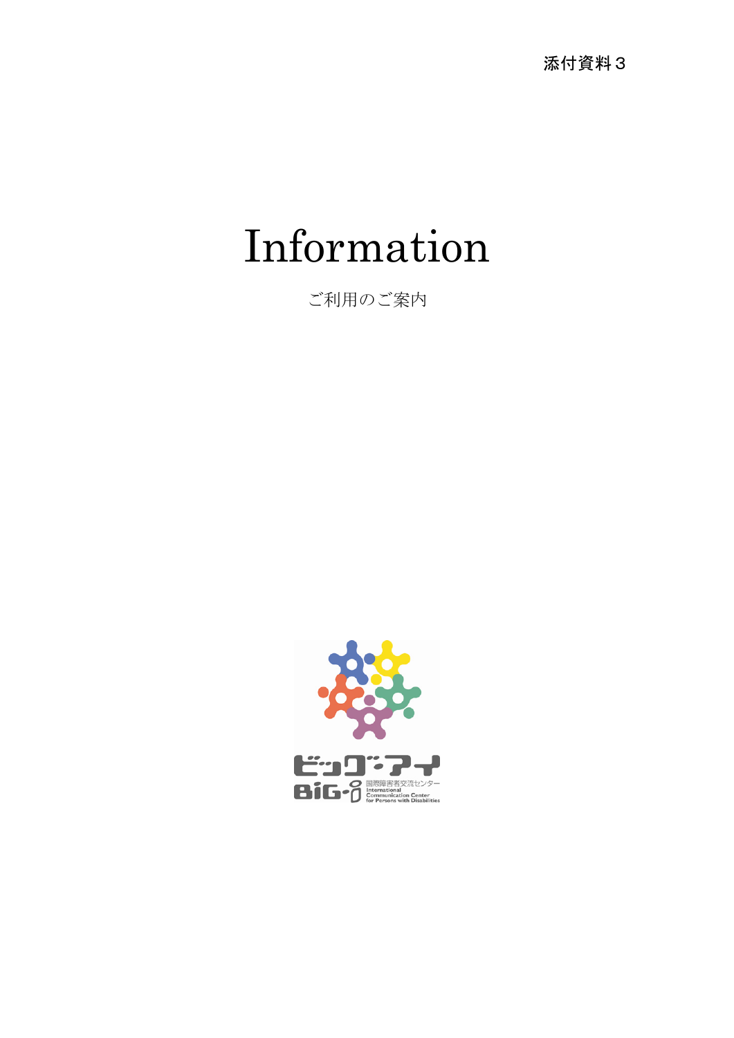添付資料３

# Information

ご利用のご案内

ビッグ・アイ
BiG-i
国際障害者交流センター
International Communication Center for Persons with Disabilities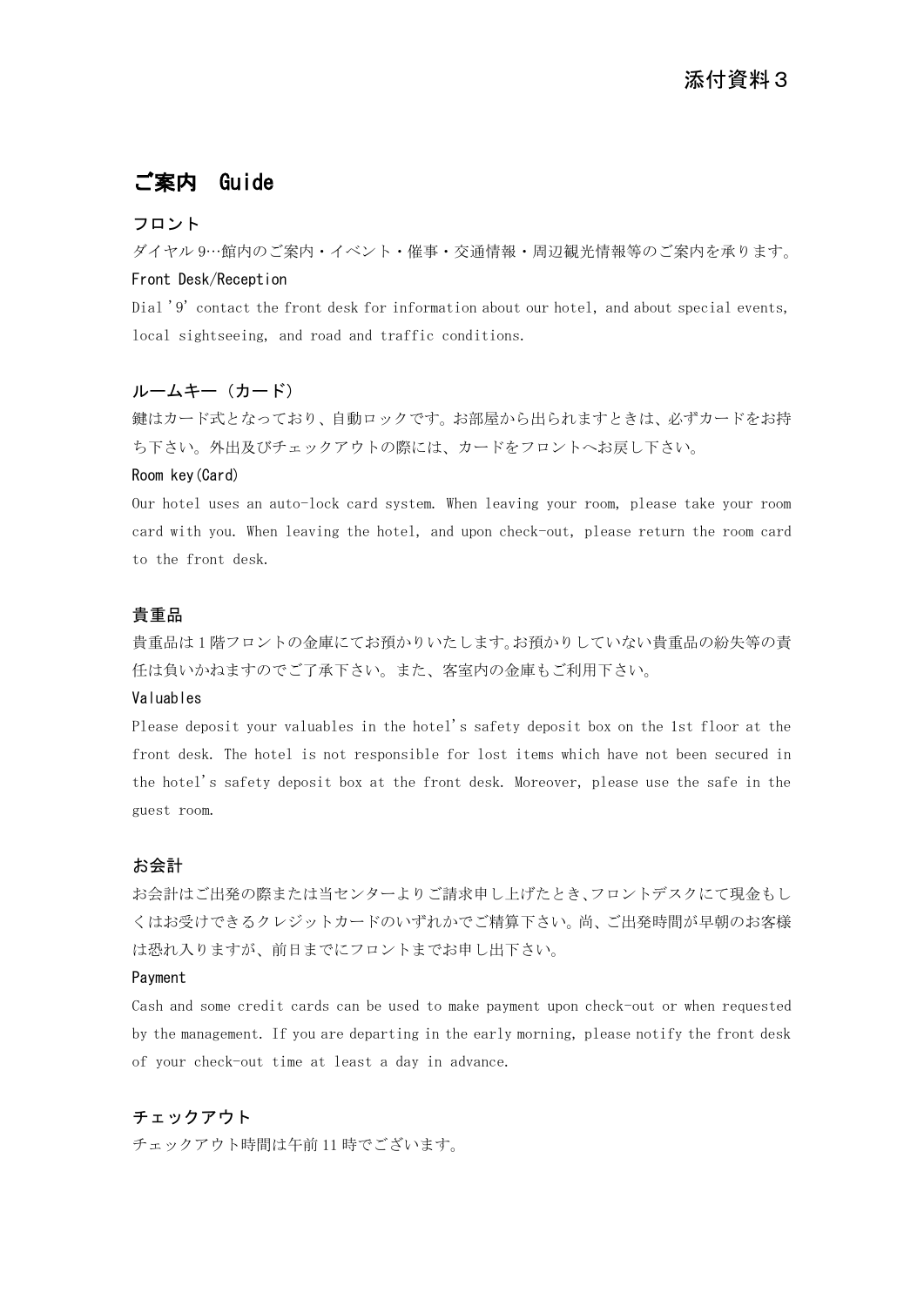添付資料３

# ご案内　Guide

### フロント

ダイヤル 9…館内のご案内・イベント・催事・交通情報・周辺観光情報等のご案内を承ります。

### Front Desk/Reception

Dial '9' contact the front desk for information about our hotel, and about special events, local sightseeing, and road and traffic conditions.

### ルームキー（カード）

鍵はカード式となっており、自動ロックです。お部屋から出られますときは、必ずカードをお持ち下さい。外出及びチェックアウトの際には、カードをフロントへお戻し下さい。

### Room key(Card)

Our hotel uses an auto-lock card system. When leaving your room, please take your room card with you. When leaving the hotel, and upon check-out, please return the room card to the front desk.

### 貴重品

貴重品は 1 階フロントの金庫にてお預かりいたします。お預かりしていない貴重品の紛失等の責任は負いかねますのでご了承下さい。また、客室内の金庫もご利用下さい。

### Valuables

Please deposit your valuables in the hotel's safety deposit box on the 1st floor at the front desk. The hotel is not responsible for lost items which have not been secured in the hotel's safety deposit box at the front desk. Moreover, please use the safe in the guest room.

### お会計

お会計はご出発の際または当センターよりご請求申し上げたとき、フロントデスクにて現金もしくはお受けできるクレジットカードのいずれかでご精算下さい。尚、ご出発時間が早朝のお客様は恐れ入りますが、前日までにフロントまでお申し出下さい。

### Payment

Cash and some credit cards can be used to make payment upon check-out or when requested by the management. If you are departing in the early morning, please notify the front desk of your check-out time at least a day in advance.

### チェックアウト

チェックアウト時間は午前 11 時でございます。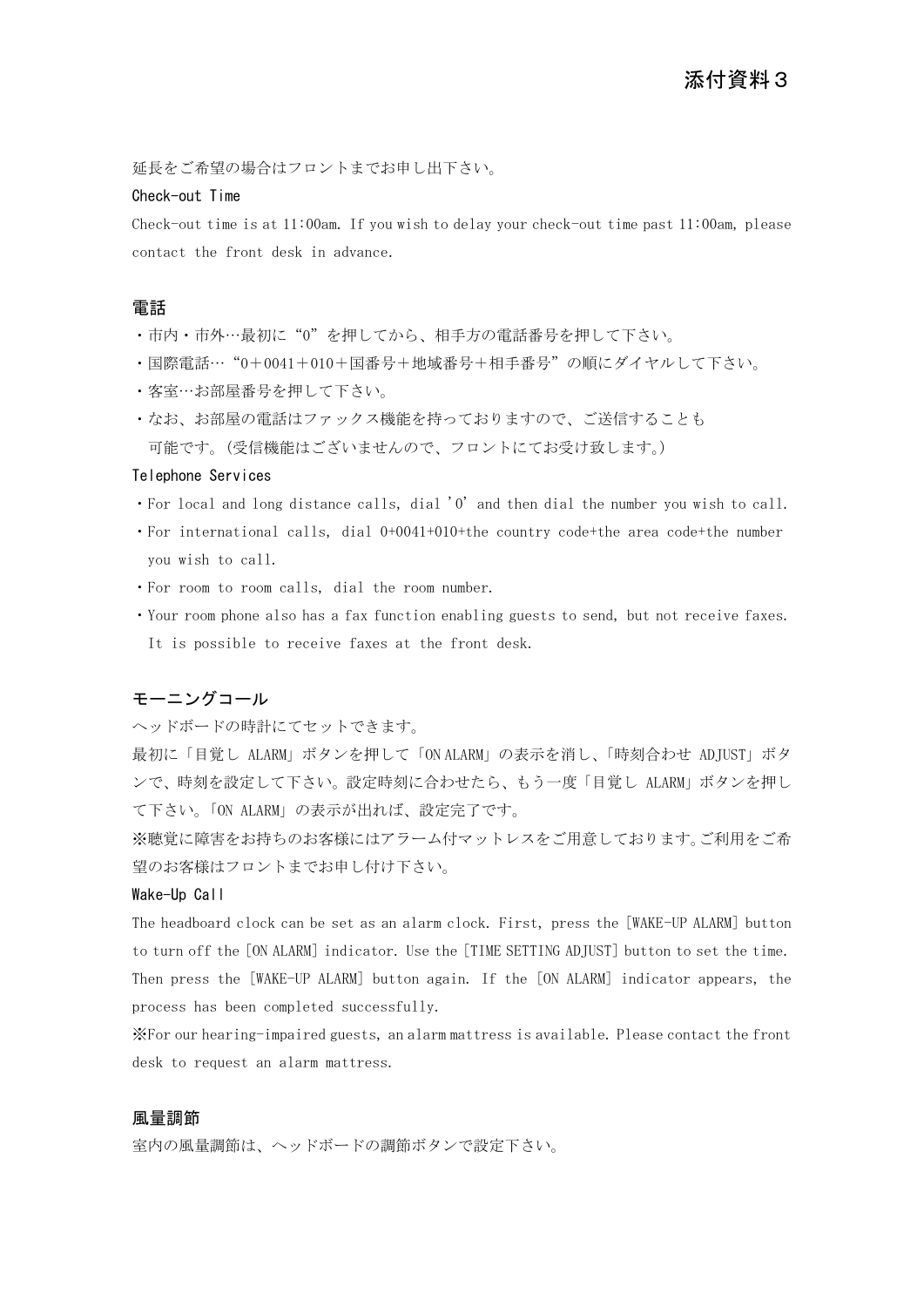添付資料３

延長をご希望の場合はフロントまでお申し出下さい。

### Check-out Time

Check-out time is at 11:00am. If you wish to delay your check-out time past 11:00am, please contact the front desk in advance.

## 電話

・市内・市外…最初に“0”を押してから、相手方の電話番号を押して下さい。
・国際電話…“0＋0041＋010＋国番号＋地域番号＋相手番号”の順にダイヤルして下さい。
・客室…お部屋番号を押して下さい。
・なお、お部屋の電話はファックス機能を持っておりますので、ご送信することも可能です。(受信機能はございませんので、フロントにてお受け致します。)

### Telephone Services

・For local and long distance calls, dial '0' and then dial the number you wish to call.
・For international calls, dial 0+0041+010+the country code+the area code+the number you wish to call.
・For room to room calls, dial the room number.
・Your room phone also has a fax function enabling guests to send, but not receive faxes. It is possible to receive faxes at the front desk.

## モーニングコール

ヘッドボードの時計にてセットできます。

最初に「目覚し ALARM」ボタンを押して「ON ALARM」の表示を消し、「時刻合わせ ADJUST」ボタンで、時刻を設定して下さい。設定時刻に合わせたら、もう一度「目覚し ALARM」ボタンを押して下さい。「ON ALARM」の表示が出れば、設定完了です。

※聴覚に障害をお持ちのお客様にはアラーム付マットレスをご用意しております。ご利用をご希望のお客様はフロントまでお申し付け下さい。

### Wake-Up Call

The headboard clock can be set as an alarm clock. First, press the [WAKE-UP ALARM] button to turn off the [ON ALARM] indicator. Use the [TIME SETTING ADJUST] button to set the time. Then press the [WAKE-UP ALARM] button again. If the [ON ALARM] indicator appears, the process has been completed successfully.

※For our hearing-impaired guests, an alarm mattress is available. Please contact the front desk to request an alarm mattress.

## 風量調節

室内の風量調節は、ヘッドボードの調節ボタンで設定下さい。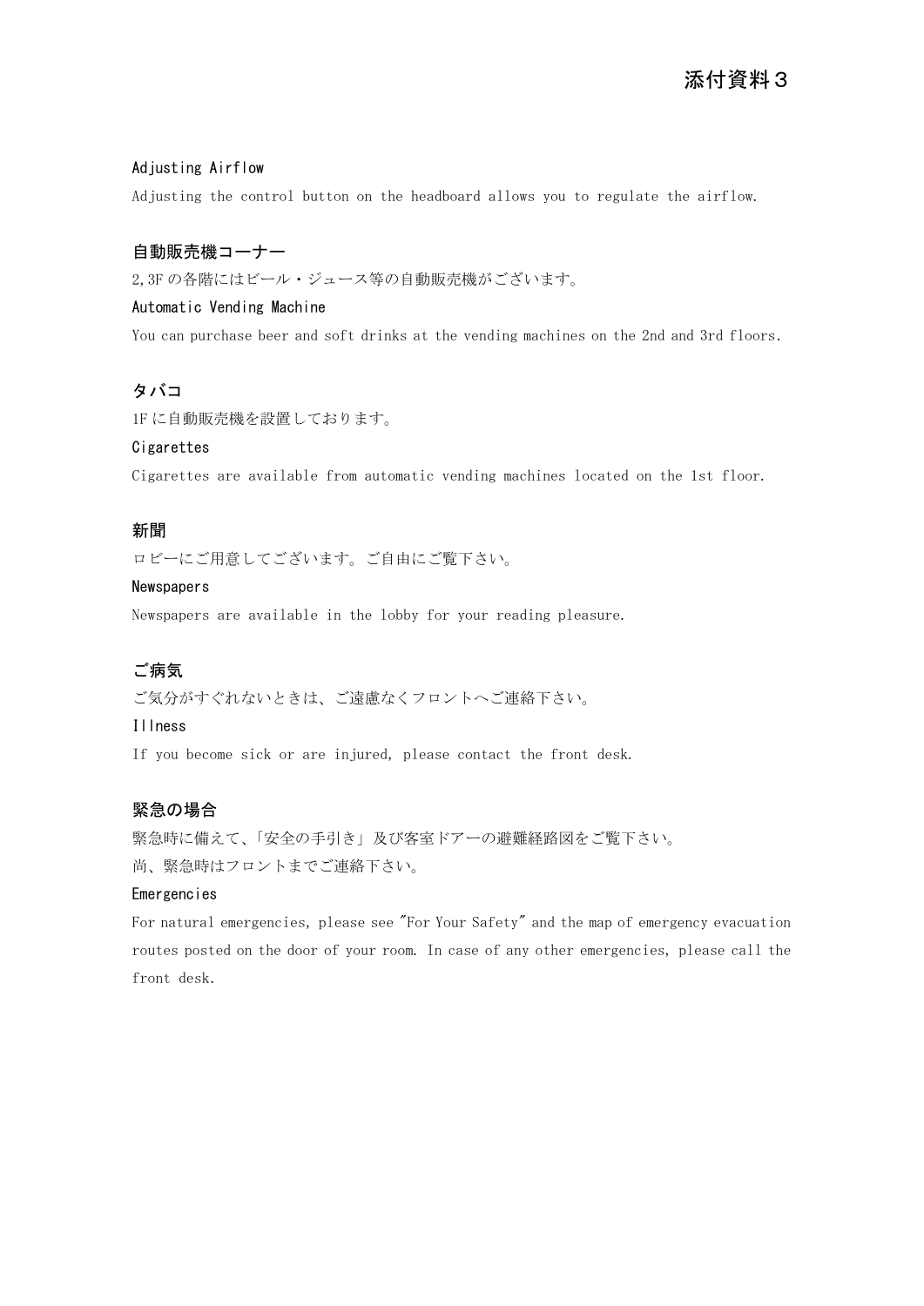添付資料３

### Adjusting Airflow

Adjusting the control button on the headboard allows you to regulate the airflow.

### 自動販売機コーナー

2,3F の各階にはビール・ジュース等の自動販売機がございます。

### Automatic Vending Machine

You can purchase beer and soft drinks at the vending machines on the 2nd and 3rd floors.

### タバコ

1F に自動販売機を設置しております。

### Cigarettes

Cigarettes are available from automatic vending machines located on the 1st floor.

### 新聞

ロビーにご用意してございます。ご自由にご覧下さい。

### Newspapers

Newspapers are available in the lobby for your reading pleasure.

### ご病気

ご気分がすぐれないときは、ご遠慮なくフロントへご連絡下さい。

### Illness

If you become sick or are injured, please contact the front desk.

### 緊急の場合

緊急時に備えて、「安全の手引き」及び客室ドアーの避難経路図をご覧下さい。

尚、緊急時はフロントまでご連絡下さい。

### Emergencies

For natural emergencies, please see "For Your Safety" and the map of emergency evacuation routes posted on the door of your room. In case of any other emergencies, please call the front desk.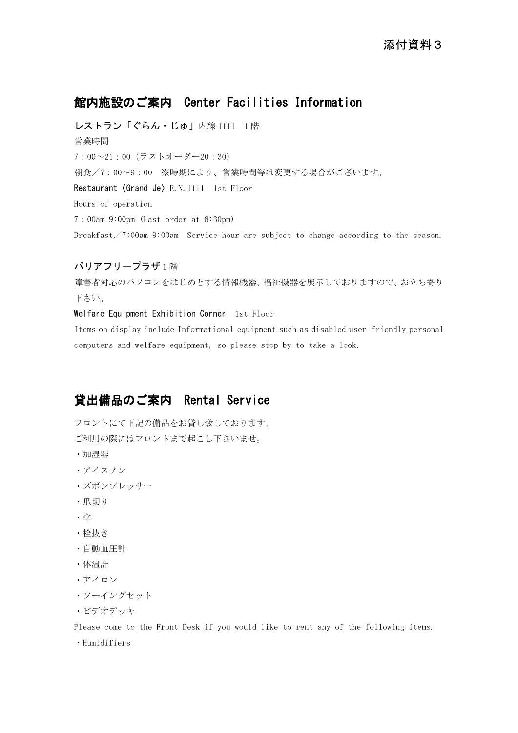添付資料３

## 館内施設のご案内　Center Facilities Information

**レストラン「ぐらん・じゅ」**内線 1111　1 階

営業時間

7：00～21：00（ラストオーダー20：30）

朝食／7：00～9：00　※時期により、営業時間等は変更する場合がございます。

**Restaurant〈Grand Je〉**E.N.1111　1st Floor

Hours of operation

7：00am-9:00pm（Last order at 8:30pm）

Breakfast／7:00am-9:00am　Service hour are subject to change according to the season.

**バリアフリープラザ**1 階

障害者対応のパソコンをはじめとする情報機器、福祉機器を展示しておりますので、お立ち寄り下さい。

**Welfare Equipment Exhibition Corner**　1st Floor

Items on display include Informational equipment such as disabled user-friendly personal computers and welfare equipment, so please stop by to take a look.

## 貸出備品のご案内　Rental Service

フロントにて下記の備品をお貸し致しております。

ご利用の際にはフロントまで起こし下さいませ。

・加湿器
・アイスノン
・ズボンプレッサー
・爪切り
・傘
・栓抜き
・自動血圧計
・体温計
・アイロン
・ソーイングセット
・ビデオデッキ

Please come to the Front Desk if you would like to rent any of the following items.

・Humidifiers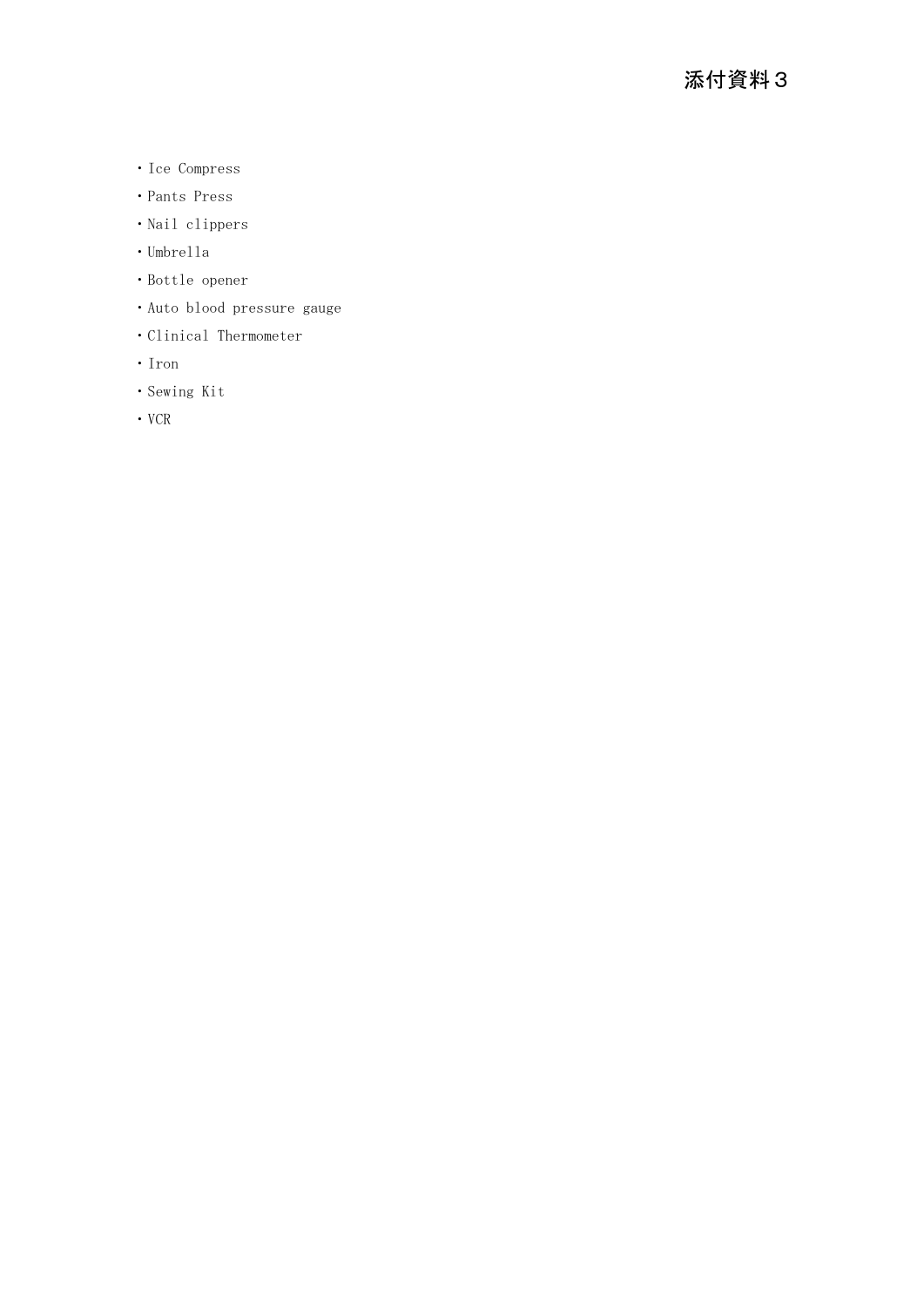添付資料３

・Ice Compress
・Pants Press
・Nail clippers
・Umbrella
・Bottle opener
・Auto blood pressure gauge
・Clinical Thermometer
・Iron
・Sewing Kit
・VCR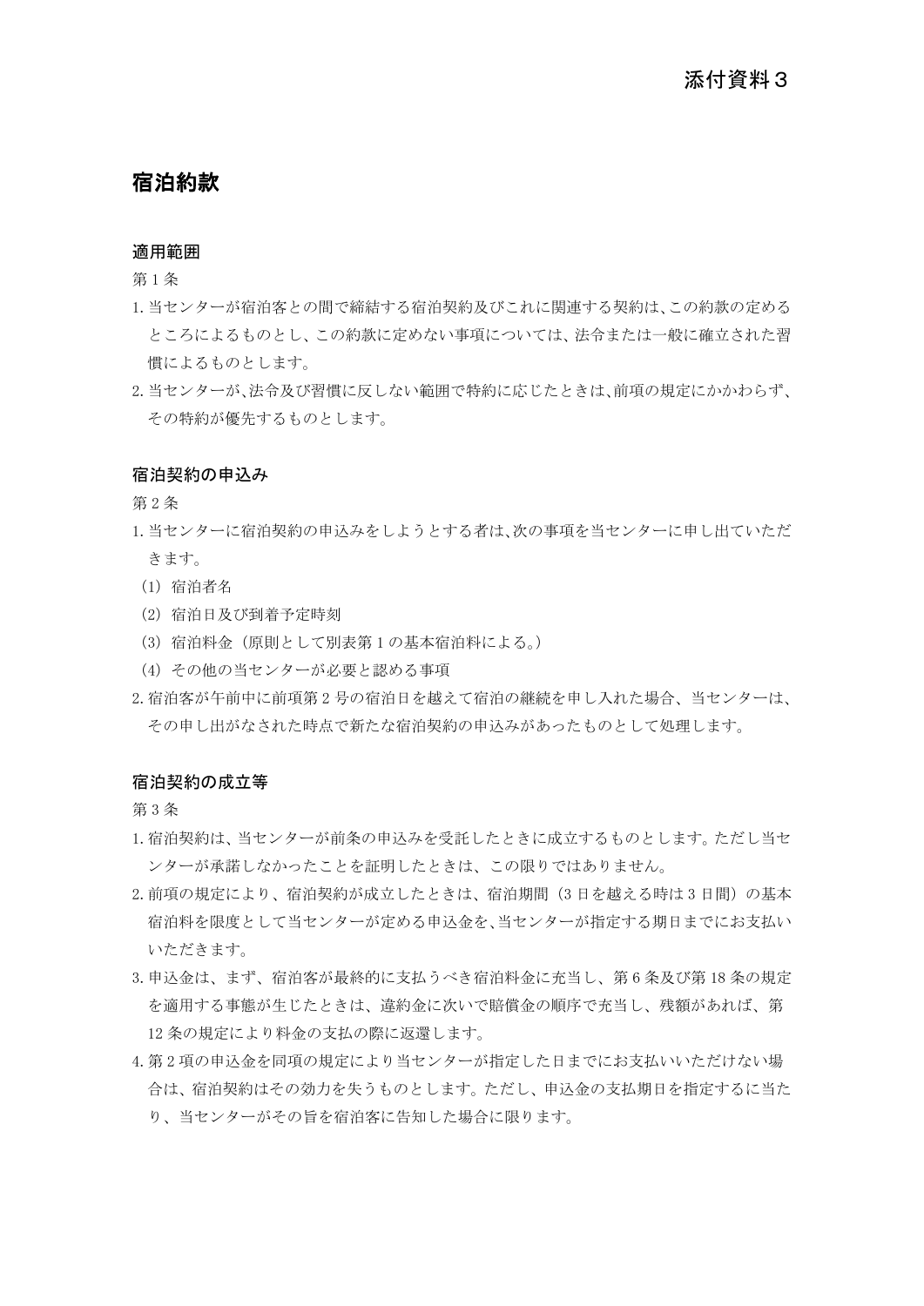添付資料３

# 宿泊約款

### 適用範囲

第 1 条

1. 当センターが宿泊客との間で締結する宿泊契約及びこれに関連する契約は、この約款の定めるところによるものとし、この約款に定めない事項については、法令または一般に確立された習慣によるものとします。
2. 当センターが、法令及び習慣に反しない範囲で特約に応じたときは、前項の規定にかかわらず、その特約が優先するものとします。

### 宿泊契約の申込み

第 2 条

1. 当センターに宿泊契約の申込みをしようとする者は、次の事項を当センターに申し出ていただきます。
  (1) 宿泊者名
  (2) 宿泊日及び到着予定時刻
  (3) 宿泊料金（原則として別表第 1 の基本宿泊料による。）
  (4) その他の当センターが必要と認める事項
2. 宿泊客が午前中に前項第 2 号の宿泊日を越えて宿泊の継続を申し入れた場合、当センターは、その申し出がなされた時点で新たな宿泊契約の申込みがあったものとして処理します。

### 宿泊契約の成立等

第 3 条

1. 宿泊契約は、当センターが前条の申込みを受託したときに成立するものとします。ただし当センターが承諾しなかったことを証明したときは、この限りではありません。
2. 前項の規定により、宿泊契約が成立したときは、宿泊期間（3 日を越える時は 3 日間）の基本宿泊料を限度として当センターが定める申込金を、当センターが指定する期日までにお支払いいただきます。
3. 申込金は、まず、宿泊客が最終的に支払うべき宿泊料金に充当し、第 6 条及び第 18 条の規定を適用する事態が生じたときは、違約金に次いで賠償金の順序で充当し、残額があれば、第 12 条の規定により料金の支払の際に返還します。
4. 第 2 項の申込金を同項の規定により当センターが指定した日までにお支払いいただけない場合は、宿泊契約はその効力を失うものとします。ただし、申込金の支払期日を指定するに当たり、当センターがその旨を宿泊客に告知した場合に限ります。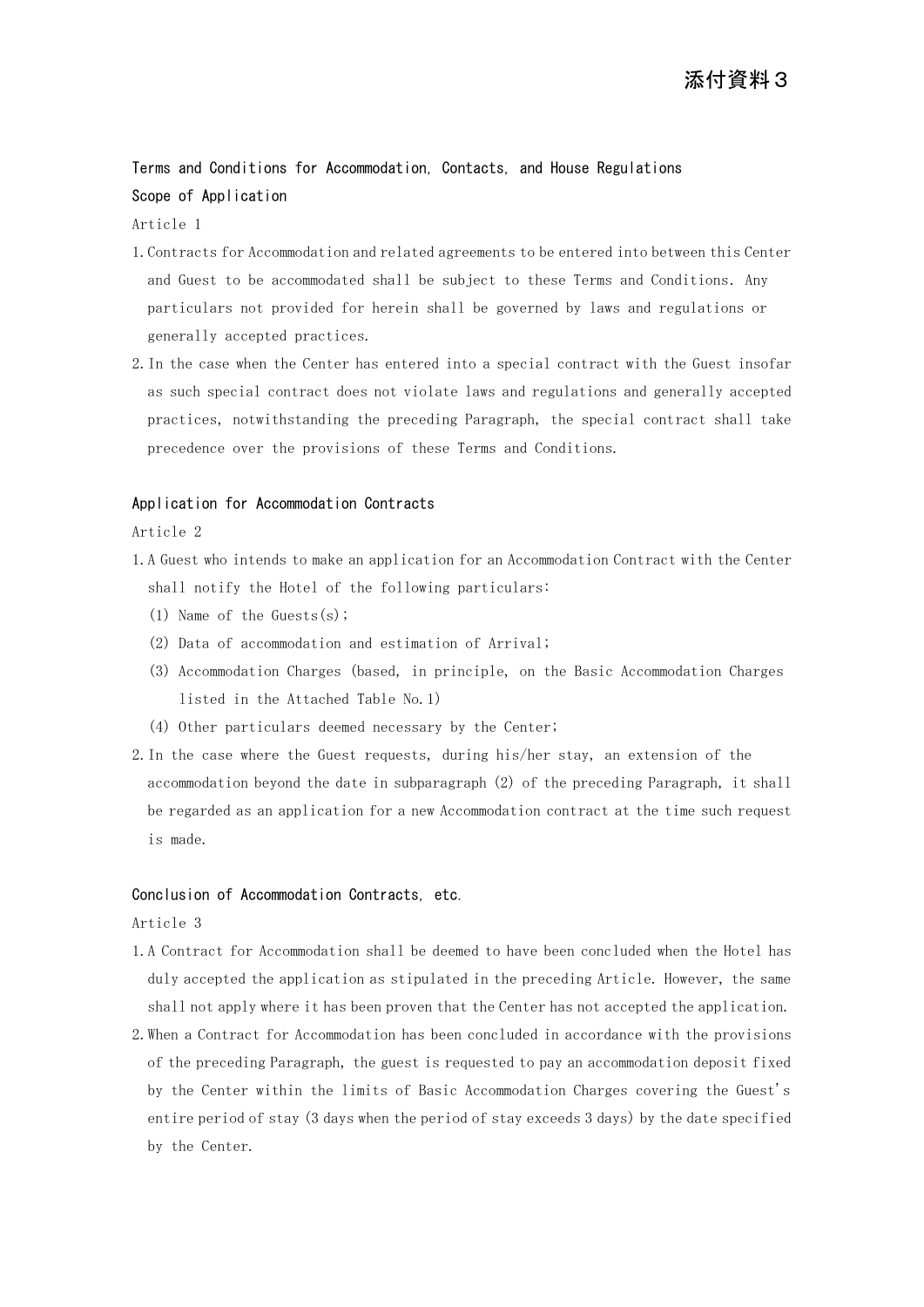添付資料３

Terms and Conditions for Accommodation, Contacts, and House Regulations

Scope of Application

Article 1

1. Contracts for Accommodation and related agreements to be entered into between this Center and Guest to be accommodated shall be subject to these Terms and Conditions. Any particulars not provided for herein shall be governed by laws and regulations or generally accepted practices.
2. In the case when the Center has entered into a special contract with the Guest insofar as such special contract does not violate laws and regulations and generally accepted practices, notwithstanding the preceding Paragraph, the special contract shall take precedence over the provisions of these Terms and Conditions.

Application for Accommodation Contracts

Article 2

1. A Guest who intends to make an application for an Accommodation Contract with the Center shall notify the Hotel of the following particulars:
   (1) Name of the Guests(s);
   (2) Data of accommodation and estimation of Arrival;
   (3) Accommodation Charges (based, in principle, on the Basic Accommodation Charges listed in the Attached Table No.1)
   (4) Other particulars deemed necessary by the Center;
2. In the case where the Guest requests, during his/her stay, an extension of the accommodation beyond the date in subparagraph (2) of the preceding Paragraph, it shall be regarded as an application for a new Accommodation contract at the time such request is made.

Conclusion of Accommodation Contracts, etc.

Article 3

1. A Contract for Accommodation shall be deemed to have been concluded when the Hotel has duly accepted the application as stipulated in the preceding Article. However, the same shall not apply where it has been proven that the Center has not accepted the application.
2. When a Contract for Accommodation has been concluded in accordance with the provisions of the preceding Paragraph, the guest is requested to pay an accommodation deposit fixed by the Center within the limits of Basic Accommodation Charges covering the Guest's entire period of stay (3 days when the period of stay exceeds 3 days) by the date specified by the Center.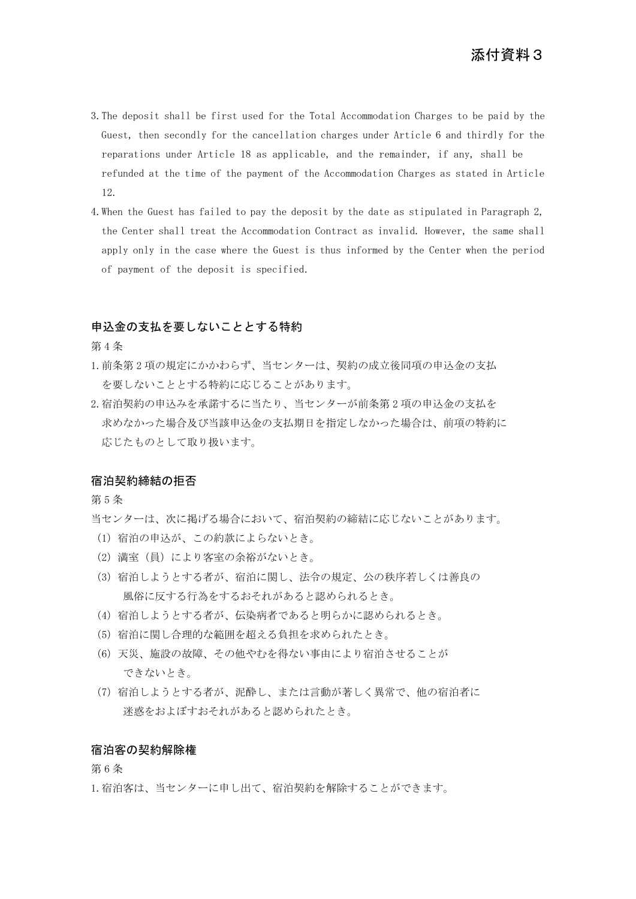添付資料３

3. The deposit shall be first used for the Total Accommodation Charges to be paid by the Guest, then secondly for the cancellation charges under Article 6 and thirdly for the reparations under Article 18 as applicable, and the remainder, if any, shall be refunded at the time of the payment of the Accommodation Charges as stated in Article 12.
4. When the Guest has failed to pay the deposit by the date as stipulated in Paragraph 2, the Center shall treat the Accommodation Contract as invalid. However, the same shall apply only in the case where the Guest is thus informed by the Center when the period of payment of the deposit is specified.

### 申込金の支払を要しないこととする特約

第4条

1. 前条第2項の規定にかかわらず、当センターは、契約の成立後同項の申込金の支払を要しないこととする特約に応じることがあります。
2. 宿泊契約の申込みを承諾するに当たり、当センターが前条第2項の申込金の支払を求めなかった場合及び当該申込金の支払期日を指定しなかった場合は、前項の特約に応じたものとして取り扱います。

### 宿泊契約締結の拒否

第5条

当センターは、次に掲げる場合において、宿泊契約の締結に応じないことがあります。

(1) 宿泊の申込が、この約款によらないとき。
(2) 満室（員）により客室の余裕がないとき。
(3) 宿泊しようとする者が、宿泊に関し、法令の規定、公の秩序若しくは善良の風俗に反する行為をするおそれがあると認められるとき。
(4) 宿泊しようとする者が、伝染病者であると明らかに認められるとき。
(5) 宿泊に関し合理的な範囲を超える負担を求められたとき。
(6) 天災、施設の故障、その他やむを得ない事由により宿泊させることができないとき。
(7) 宿泊しようとする者が、泥酔し、または言動が著しく異常で、他の宿泊者に迷惑をおよぼすおそれがあると認められたとき。

### 宿泊客の契約解除権

第6条

1. 宿泊客は、当センターに申し出て、宿泊契約を解除することができます。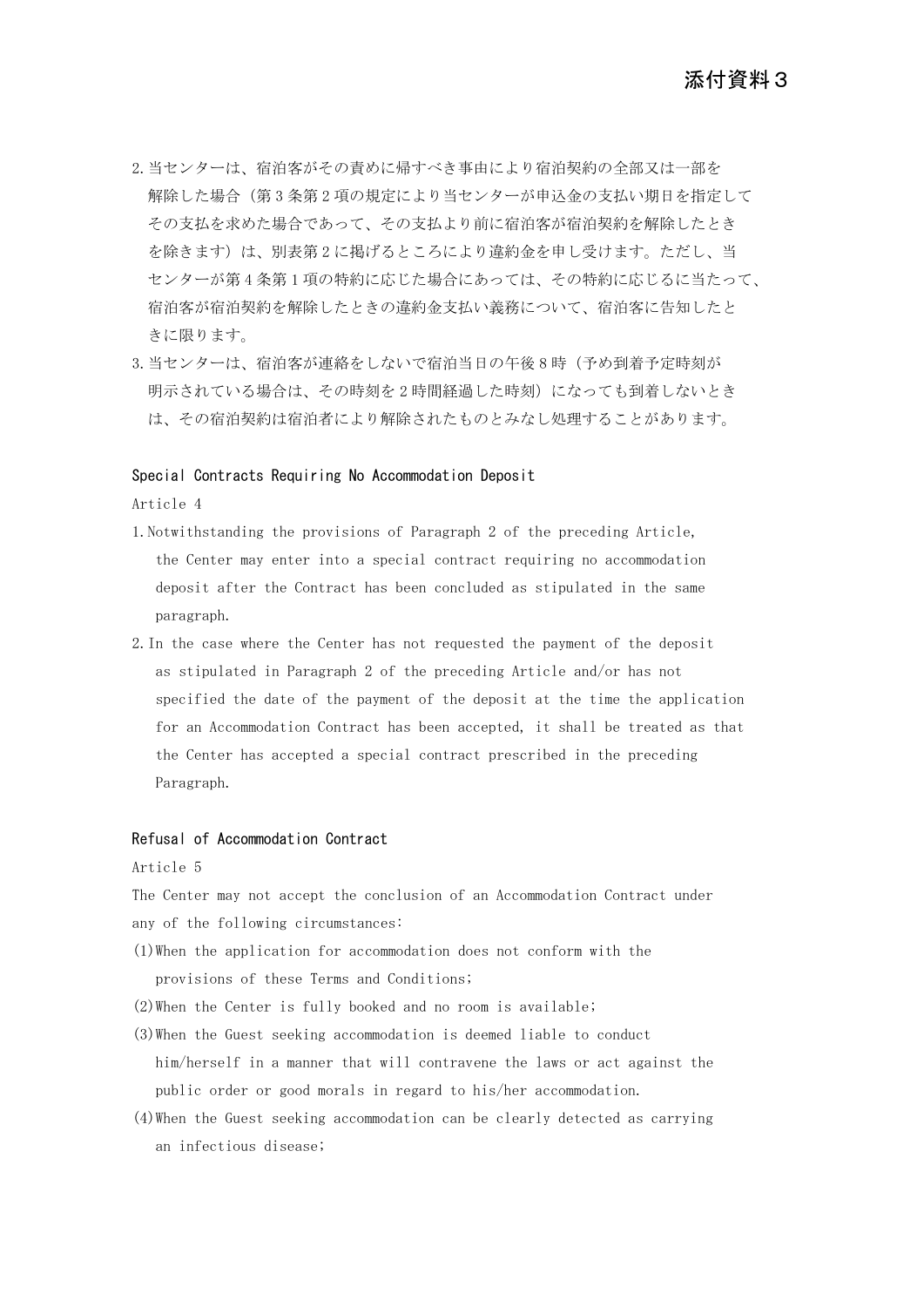添付資料３

2.当センターは、宿泊客がその責めに帰すべき事由により宿泊契約の全部又は一部を解除した場合（第3条第2項の規定により当センターが申込金の支払い期日を指定してその支払を求めた場合であって、その支払より前に宿泊客が宿泊契約を解除したときを除きます）は、別表第2に掲げるところにより違約金を申し受けます。ただし、当センターが第4条第1項の特約に応じた場合にあっては、その特約に応じるに当たって、宿泊客が宿泊契約を解除したときの違約金支払い義務について、宿泊客に告知したときに限ります。

3.当センターは、宿泊客が連絡をしないで宿泊当日の午後8時（予め到着予定時刻が明示されている場合は、その時刻を2時間経過した時刻）になっても到着しないときは、その宿泊契約は宿泊者により解除されたものとみなし処理することがあります。

Special Contracts Requiring No Accommodation Deposit

Article 4

1. Notwithstanding the provisions of Paragraph 2 of the preceding Article, the Center may enter into a special contract requiring no accommodation deposit after the Contract has been concluded as stipulated in the same paragraph.
2. In the case where the Center has not requested the payment of the deposit as stipulated in Paragraph 2 of the preceding Article and/or has not specified the date of the payment of the deposit at the time the application for an Accommodation Contract has been accepted, it shall be treated as that the Center has accepted a special contract prescribed in the preceding Paragraph.

Refusal of Accommodation Contract

Article 5

The Center may not accept the conclusion of an Accommodation Contract under any of the following circumstances:

(1) When the application for accommodation does not conform with the provisions of these Terms and Conditions;

(2) When the Center is fully booked and no room is available;

(3) When the Guest seeking accommodation is deemed liable to conduct him/herself in a manner that will contravene the laws or act against the public order or good morals in regard to his/her accommodation.

(4) When the Guest seeking accommodation can be clearly detected as carrying an infectious disease;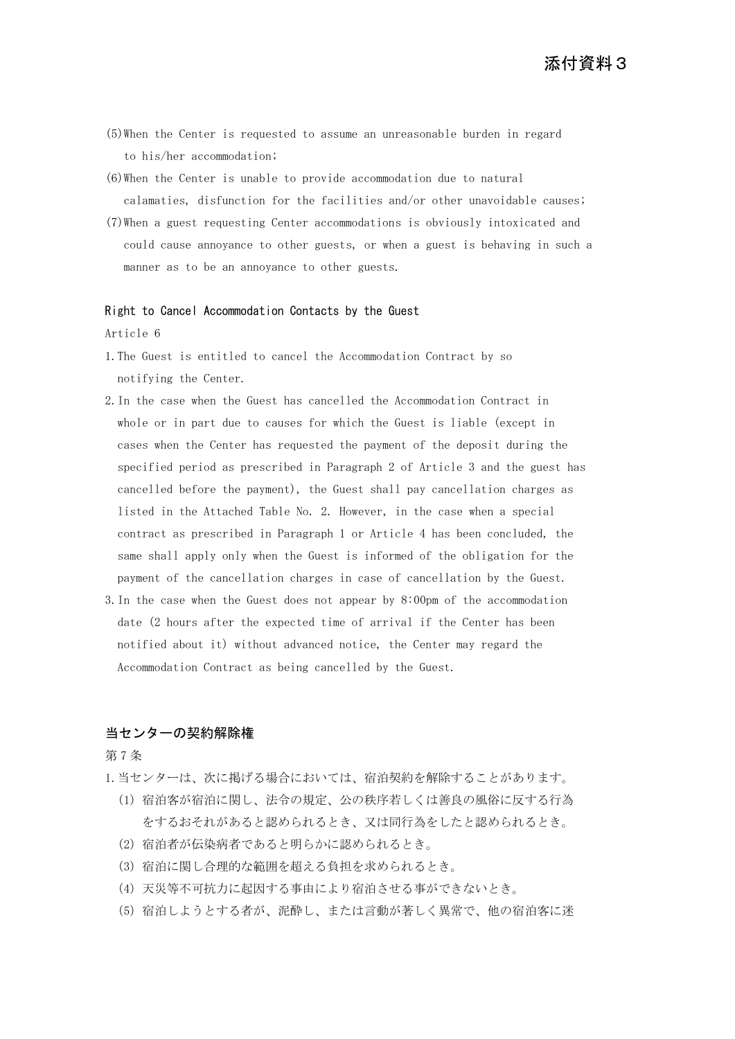添付資料３

(5)When the Center is requested to assume an unreasonable burden in regard to his/her accommodation;

(6)When the Center is unable to provide accommodation due to natural calamaties, disfunction for the facilities and/or other unavoidable causes;

(7)When a guest requesting Center accommodations is obviously intoxicated and could cause annoyance to other guests, or when a guest is behaving in such a manner as to be an annoyance to other guests.

Right to Cancel Accommodation Contacts by the Guest

Article 6

1. The Guest is entitled to cancel the Accommodation Contract by so notifying the Center.
2. In the case when the Guest has cancelled the Accommodation Contract in whole or in part due to causes for which the Guest is liable (except in cases when the Center has requested the payment of the deposit during the specified period as prescribed in Paragraph 2 of Article 3 and the guest has cancelled before the payment), the Guest shall pay cancellation charges as listed in the Attached Table No. 2. However, in the case when a special contract as prescribed in Paragraph 1 or Article 4 has been concluded, the same shall apply only when the Guest is informed of the obligation for the payment of the cancellation charges in case of cancellation by the Guest.
3. In the case when the Guest does not appear by 8:00pm of the accommodation date (2 hours after the expected time of arrival if the Center has been notified about it) without advanced notice, the Center may regard the Accommodation Contract as being cancelled by the Guest.

### 当センターの契約解除権

第７条

1. 当センターは、次に掲げる場合においては、宿泊契約を解除することがあります。
   (1) 宿泊客が宿泊に関し、法令の規定、公の秩序若しくは善良の風俗に反する行為をするおそれがあると認められるとき、又は同行為をしたと認められるとき。
   (2) 宿泊者が伝染病者であると明らかに認められるとき。
   (3) 宿泊に関し合理的な範囲を超える負担を求められるとき。
   (4) 天災等不可抗力に起因する事由により宿泊させる事ができないとき。
   (5) 宿泊しようとする者が、泥酔し、または言動が著しく異常で、他の宿泊客に迷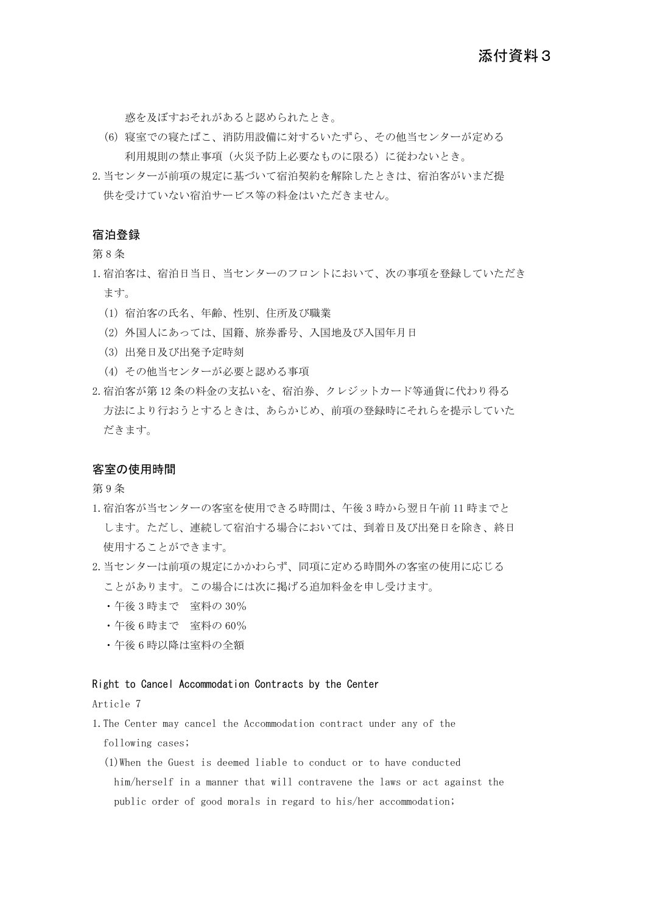添付資料３

惑を及ぼすおそれがあると認められたとき。

(6) 寝室での寝たばこ、消防用設備に対するいたずら、その他当センターが定める利用規則の禁止事項（火災予防上必要なものに限る）に従わないとき。

2. 当センターが前項の規定に基づいて宿泊契約を解除したときは、宿泊客がいまだ提供を受けていない宿泊サービス等の料金はいただきません。

### 宿泊登録

第 8 条

1. 宿泊客は、宿泊日当日、当センターのフロントにおいて、次の事項を登録していただきます。
   (1) 宿泊客の氏名、年齢、性別、住所及び職業
   (2) 外国人にあっては、国籍、旅券番号、入国地及び入国年月日
   (3) 出発日及び出発予定時刻
   (4) その他当センターが必要と認める事項
2. 宿泊客が第 12 条の料金の支払いを、宿泊券、クレジットカード等通貨に代わり得る方法により行おうとするときは、あらかじめ、前項の登録時にそれらを提示していただきます。

### 客室の使用時間

第 9 条

1. 宿泊客が当センターの客室を使用できる時間は、午後 3 時から翌日午前 11 時までとします。ただし、連続して宿泊する場合においては、到着日及び出発日を除き、終日使用することができます。
2. 当センターは前項の規定にかかわらず、同項に定める時間外の客室の使用に応じることがあります。この場合には次に掲げる追加料金を申し受けます。
   - 午後 3 時まで　室料の 30％
   - 午後 6 時まで　室料の 60％
   - 午後 6 時以降は室料の全額

### Right to Cancel Accommodation Contracts by the Center

Article 7

1. The Center may cancel the Accommodation contract under any of the following cases;
   (1) When the Guest is deemed liable to conduct or to have conducted him/herself in a manner that will contravene the laws or act against the public order of good morals in regard to his/her accommodation;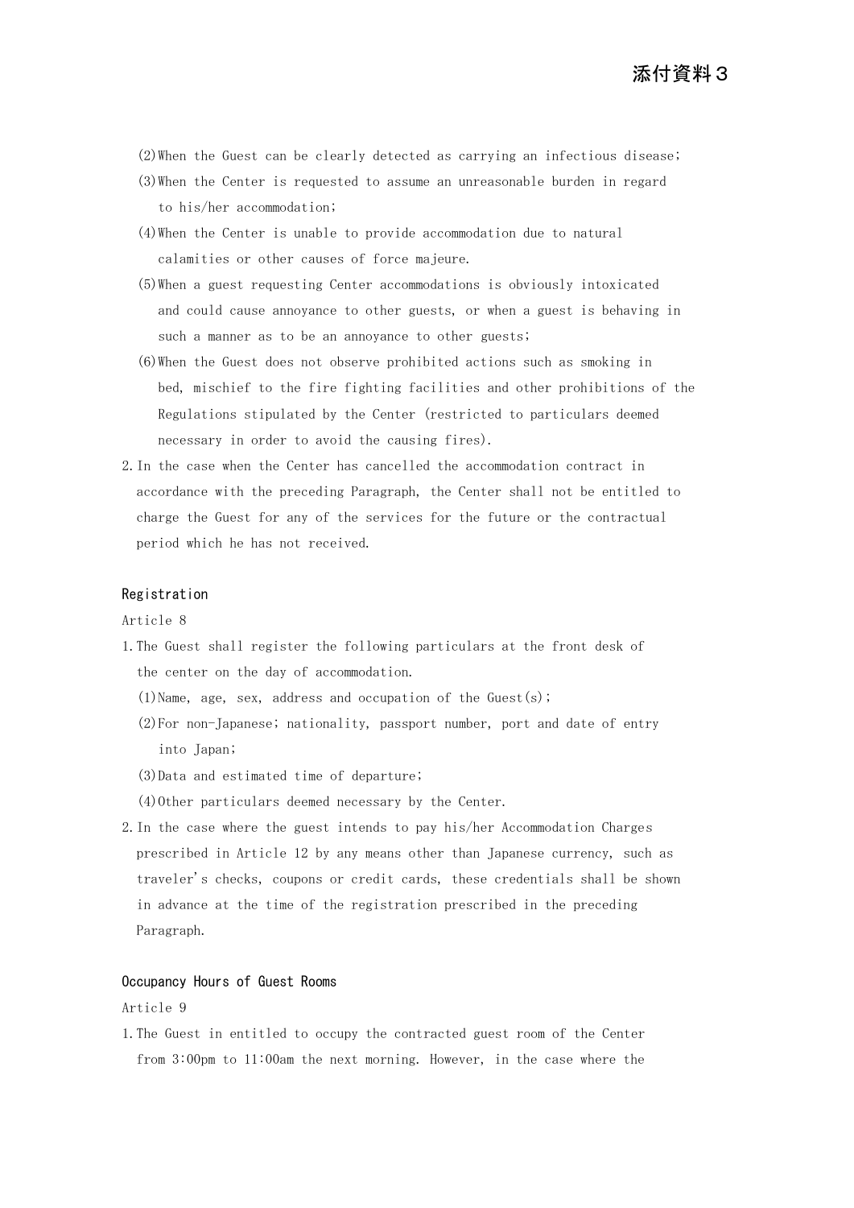添付資料３

(2)When the Guest can be clearly detected as carrying an infectious disease;

(3)When the Center is requested to assume an unreasonable burden in regard to his/her accommodation;

(4)When the Center is unable to provide accommodation due to natural calamities or other causes of force majeure.

(5)When a guest requesting Center accommodations is obviously intoxicated and could cause annoyance to other guests, or when a guest is behaving in such a manner as to be an annoyance to other guests;

(6)When the Guest does not observe prohibited actions such as smoking in bed, mischief to the fire fighting facilities and other prohibitions of the Regulations stipulated by the Center (restricted to particulars deemed necessary in order to avoid the causing fires).

2.In the case when the Center has cancelled the accommodation contract in accordance with the preceding Paragraph, the Center shall not be entitled to charge the Guest for any of the services for the future or the contractual period which he has not received.

### Registration

Article 8

1.The Guest shall register the following particulars at the front desk of the center on the day of accommodation.

(1)Name, age, sex, address and occupation of the Guest(s);

(2)For non-Japanese; nationality, passport number, port and date of entry into Japan;

(3)Data and estimated time of departure;

(4)Other particulars deemed necessary by the Center.

2.In the case where the guest intends to pay his/her Accommodation Charges prescribed in Article 12 by any means other than Japanese currency, such as traveler's checks, coupons or credit cards, these credentials shall be shown in advance at the time of the registration prescribed in the preceding Paragraph.

### Occupancy Hours of Guest Rooms

Article 9

1.The Guest in entitled to occupy the contracted guest room of the Center from 3:00pm to 11:00am the next morning. However, in the case where the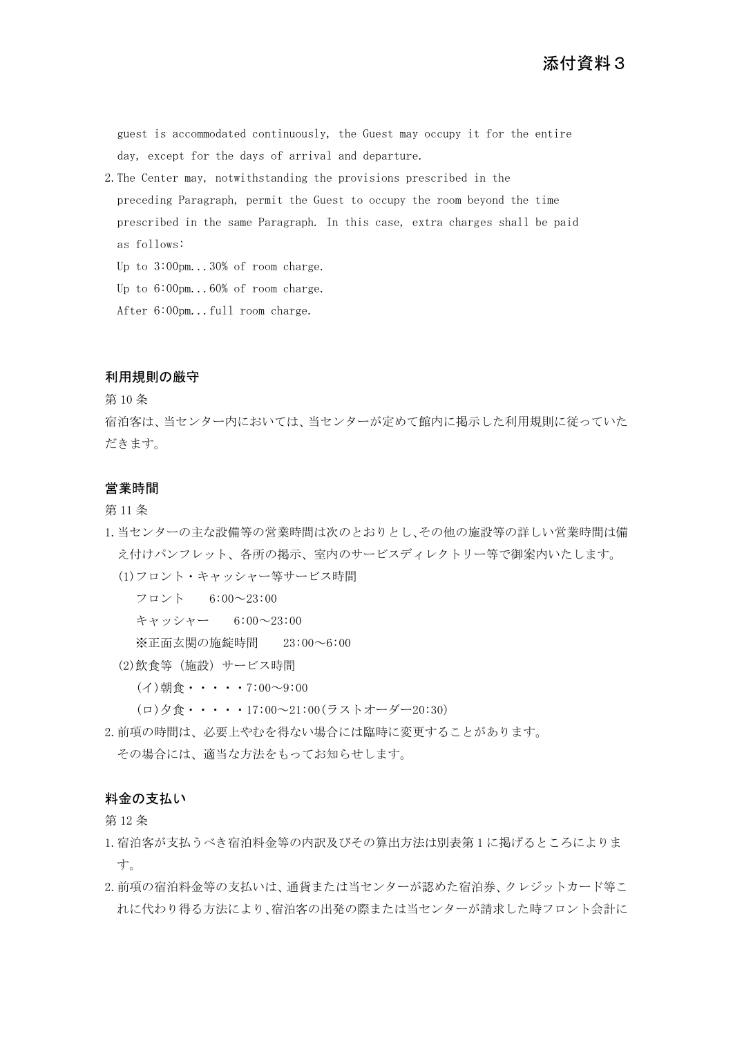guest is accommodated continuously, the Guest may occupy it for the entire day, except for the days of arrival and departure.

2. The Center may, notwithstanding the provisions prescribed in the preceding Paragraph, permit the Guest to occupy the room beyond the time prescribed in the same Paragraph. In this case, extra charges shall be paid as follows:

   Up to 3:00pm...30% of room charge.
   Up to 6:00pm...60% of room charge.
   After 6:00pm...full room charge.

### 利用規則の厳守

第 10 条

宿泊客は、当センター内においては、当センターが定めて館内に掲示した利用規則に従っていただきます。

### 営業時間

第 11 条

1. 当センターの主な設備等の営業時間は次のとおりとし、その他の施設等の詳しい営業時間は備え付けパンフレット、各所の掲示、室内のサービスディレクトリー等で御案内いたします。
   (1)フロント・キャッシャー等サービス時間
   フロント　6:00～23:00
   キャッシャー　6:00～23:00
   ※正面玄関の施錠時間　23:00～6:00
   (2)飲食等（施設）サービス時間
   (イ)朝食・・・・・7:00～9:00
   (ロ)夕食・・・・・17:00～21:00(ラストオーダー20:30)
2. 前項の時間は、必要上やむを得ない場合には臨時に変更することがあります。
   その場合には、適当な方法をもってお知らせします。

### 料金の支払い

第 12 条

1. 宿泊客が支払うべき宿泊料金等の内訳及びその算出方法は別表第 1 に掲げるところによります。
2. 前項の宿泊料金等の支払いは、通貨または当センターが認めた宿泊券、クレジットカード等これに代わり得る方法により、宿泊客の出発の際または当センターが請求した時フロント会計に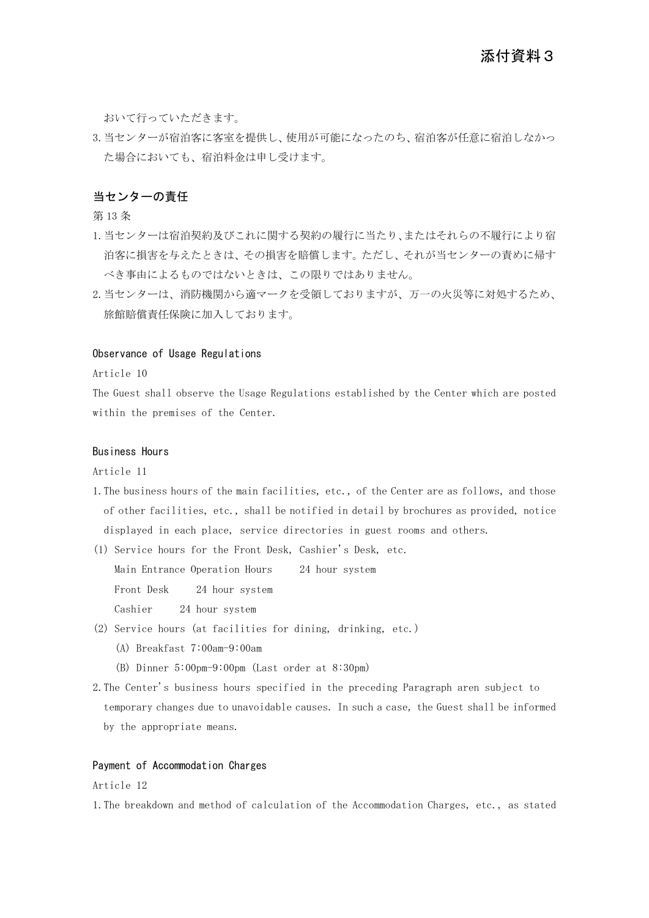おいて行っていただきます。

3. 当センターが宿泊客に客室を提供し、使用が可能になったのち、宿泊客が任意に宿泊しなかった場合においても、宿泊料金は申し受けます。

### 当センターの責任

第 13 条

1. 当センターは宿泊契約及びこれに関する契約の履行に当たり、またはそれらの不履行により宿泊客に損害を与えたときは、その損害を賠償します。ただし、それが当センターの責めに帰すべき事由によるものではないときは、この限りではありません。
2. 当センターは、消防機関から適マークを受領しておりますが、万一の火災等に対処するため、旅館賠償責任保険に加入しております。

### Observance of Usage Regulations

Article 10

The Guest shall observe the Usage Regulations established by the Center which are posted within the premises of the Center.

### Business Hours

Article 11

1. The business hours of the main facilities, etc., of the Center are as follows, and those of other facilities, etc., shall be notified in detail by brochures as provided, notice displayed in each place, service directories in guest rooms and others.

(1) Service hours for the Front Desk, Cashier's Desk, etc.

Main Entrance Operation Hours　24 hour system

Front Desk　24 hour system

Cashier　24 hour system

(2) Service hours (at facilities for dining, drinking, etc.)

(A) Breakfast 7:00am-9:00am

(B) Dinner 5:00pm-9:00pm (Last order at 8:30pm)

2. The Center's business hours specified in the preceding Paragraph aren subject to temporary changes due to unavoidable causes. In such a case, the Guest shall be informed by the appropriate means.

### Payment of Accommodation Charges

Article 12

1. The breakdown and method of calculation of the Accommodation Charges, etc., as stated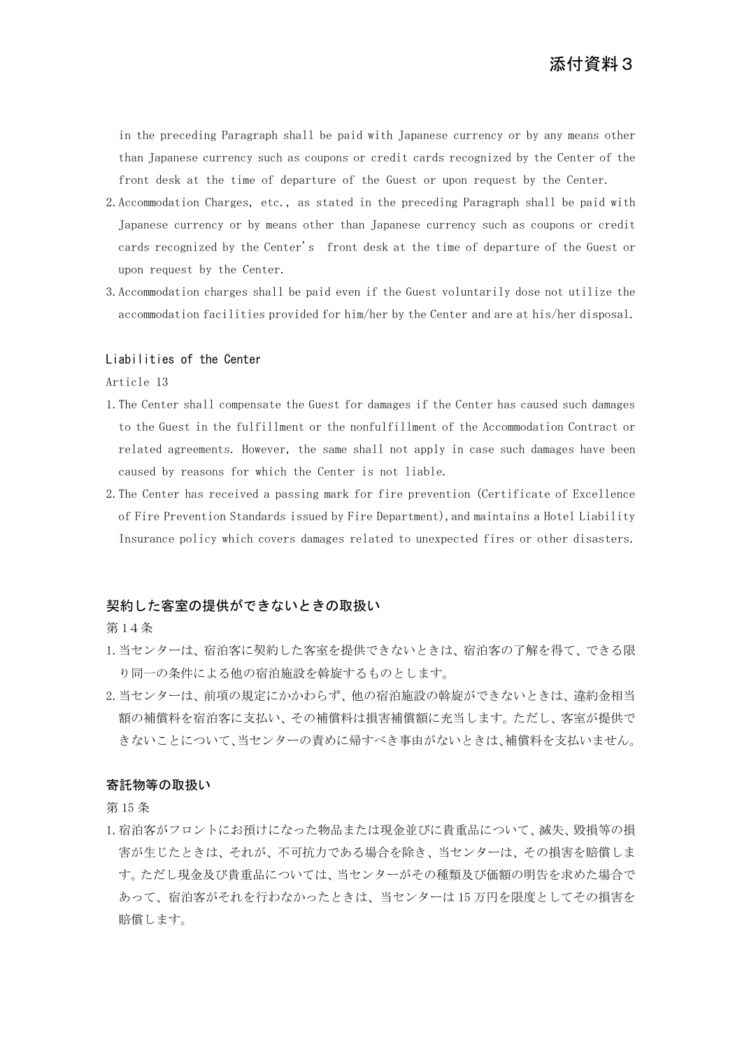添付資料３

in the preceding Paragraph shall be paid with Japanese currency or by any means other than Japanese currency such as coupons or credit cards recognized by the Center of the front desk at the time of departure of the Guest or upon request by the Center.

2. Accommodation Charges, etc., as stated in the preceding Paragraph shall be paid with Japanese currency or by means other than Japanese currency such as coupons or credit cards recognized by the Center's front desk at the time of departure of the Guest or upon request by the Center.
3. Accommodation charges shall be paid even if the Guest voluntarily dose not utilize the accommodation facilities provided for him/her by the Center and are at his/her disposal.

### Liabilities of the Center

Article 13

1. The Center shall compensate the Guest for damages if the Center has caused such damages to the Guest in the fulfillment or the nonfulfillment of the Accommodation Contract or related agreements. However, the same shall not apply in case such damages have been caused by reasons for which the Center is not liable.
2. The Center has received a passing mark for fire prevention (Certificate of Excellence of Fire Prevention Standards issued by Fire Department), and maintains a Hotel Liability Insurance policy which covers damages related to unexpected fires or other disasters.

### 契約した客室の提供ができないときの取扱い

第１４条

1. 当センターは、宿泊客に契約した客室を提供できないときは、宿泊客の了解を得て、できる限り同一の条件による他の宿泊施設を斡旋するものとします。
2. 当センターは、前項の規定にかかわらず、他の宿泊施設の斡旋ができないときは、違約金相当額の補償料を宿泊客に支払い、その補償料は損害補償額に充当します。ただし、客室が提供できないことについて、当センターの責めに帰すべき事由がないときは、補償料を支払いません。

### 寄託物等の取扱い

第 15 条

1. 宿泊客がフロントにお預けになった物品または現金並びに貴重品について、滅失、毀損等の損害が生じたときは、それが、不可抗力である場合を除き、当センターは、その損害を賠償します。ただし現金及び貴重品については、当センターがその種類及び価額の明告を求めた場合であって、宿泊客がそれを行わなかったときは、当センターは 15 万円を限度としてその損害を賠償します。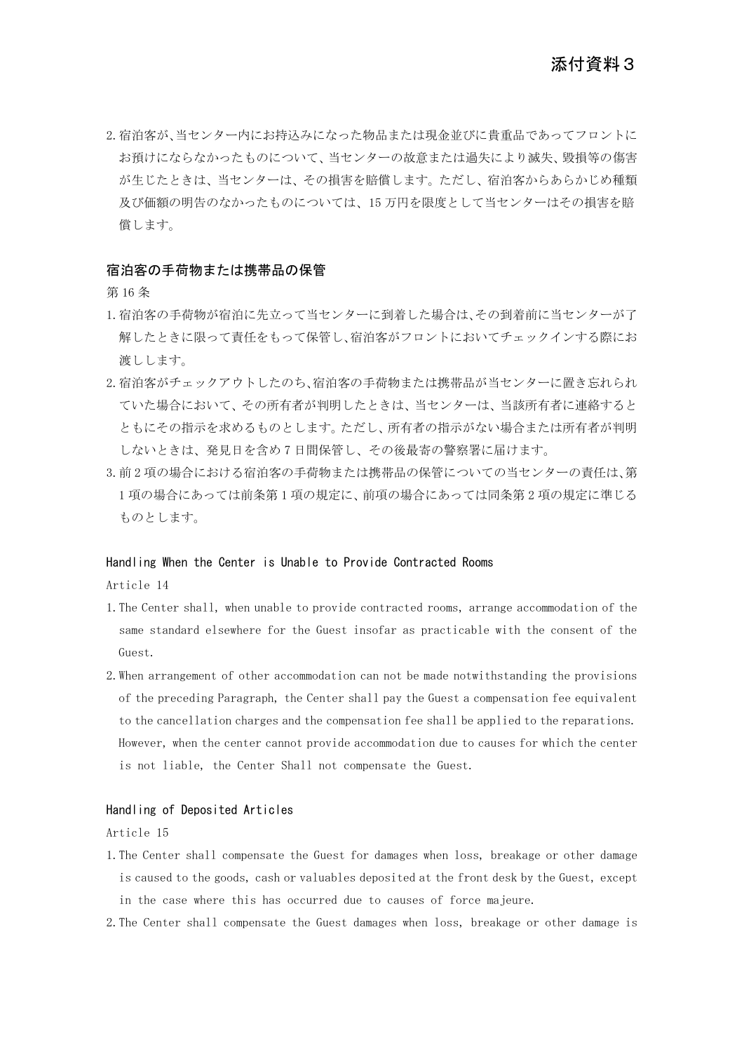添付資料３

2. 宿泊客が、当センター内にお持込みになった物品または現金並びに貴重品であってフロントにお預けにならなかったものについて、当センターの故意または過失により滅失、毀損等の傷害が生じたときは、当センターは、その損害を賠償します。ただし、宿泊客からあらかじめ種類及び価額の明告のなかったものについては、15 万円を限度として当センターはその損害を賠償します。

### 宿泊客の手荷物または携帯品の保管

第 16 条

1. 宿泊客の手荷物が宿泊に先立って当センターに到着した場合は、その到着前に当センターが了解したときに限って責任をもって保管し、宿泊客がフロントにおいてチェックインする際にお渡しします。
2. 宿泊客がチェックアウトしたのち、宿泊客の手荷物または携帯品が当センターに置き忘れられていた場合において、その所有者が判明したときは、当センターは、当該所有者に連絡するとともにその指示を求めるものとします。ただし、所有者の指示がない場合または所有者が判明しないときは、発見日を含め 7 日間保管し、その後最寄の警察署に届けます。
3. 前 2 項の場合における宿泊客の手荷物または携帯品の保管についての当センターの責任は、第 1 項の場合にあっては前条第 1 項の規定に、前項の場合にあっては同条第 2 項の規定に準じるものとします。

### Handling When the Center is Unable to Provide Contracted Rooms

Article 14

1. The Center shall, when unable to provide contracted rooms, arrange accommodation of the same standard elsewhere for the Guest insofar as practicable with the consent of the Guest.
2. When arrangement of other accommodation can not be made notwithstanding the provisions of the preceding Paragraph, the Center shall pay the Guest a compensation fee equivalent to the cancellation charges and the compensation fee shall be applied to the reparations. However, when the center cannot provide accommodation due to causes for which the center is not liable, the Center Shall not compensate the Guest.

### Handling of Deposited Articles

Article 15

1. The Center shall compensate the Guest for damages when loss, breakage or other damage is caused to the goods, cash or valuables deposited at the front desk by the Guest, except in the case where this has occurred due to causes of force majeure.
2. The Center shall compensate the Guest damages when loss, breakage or other damage is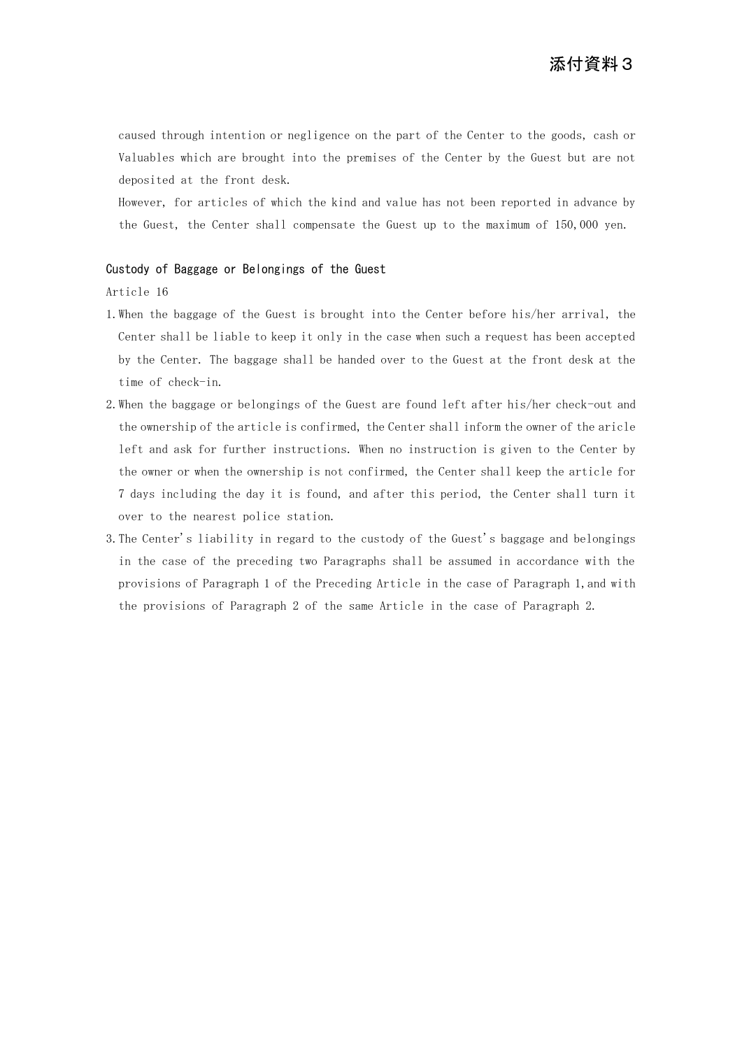caused through intention or negligence on the part of the Center to the goods, cash or Valuables which are brought into the premises of the Center by the Guest but are not deposited at the front desk.

However, for articles of which the kind and value has not been reported in advance by the Guest, the Center shall compensate the Guest up to the maximum of 150,000 yen.

Custody of Baggage or Belongings of the Guest

Article 16

1. When the baggage of the Guest is brought into the Center before his/her arrival, the Center shall be liable to keep it only in the case when such a request has been accepted by the Center. The baggage shall be handed over to the Guest at the front desk at the time of check-in.
2. When the baggage or belongings of the Guest are found left after his/her check-out and the ownership of the article is confirmed, the Center shall inform the owner of the aricle left and ask for further instructions. When no instruction is given to the Center by the owner or when the ownership is not confirmed, the Center shall keep the article for 7 days including the day it is found, and after this period, the Center shall turn it over to the nearest police station.
3. The Center's liability in regard to the custody of the Guest's baggage and belongings in the case of the preceding two Paragraphs shall be assumed in accordance with the provisions of Paragraph 1 of the Preceding Article in the case of Paragraph 1,and with the provisions of Paragraph 2 of the same Article in the case of Paragraph 2.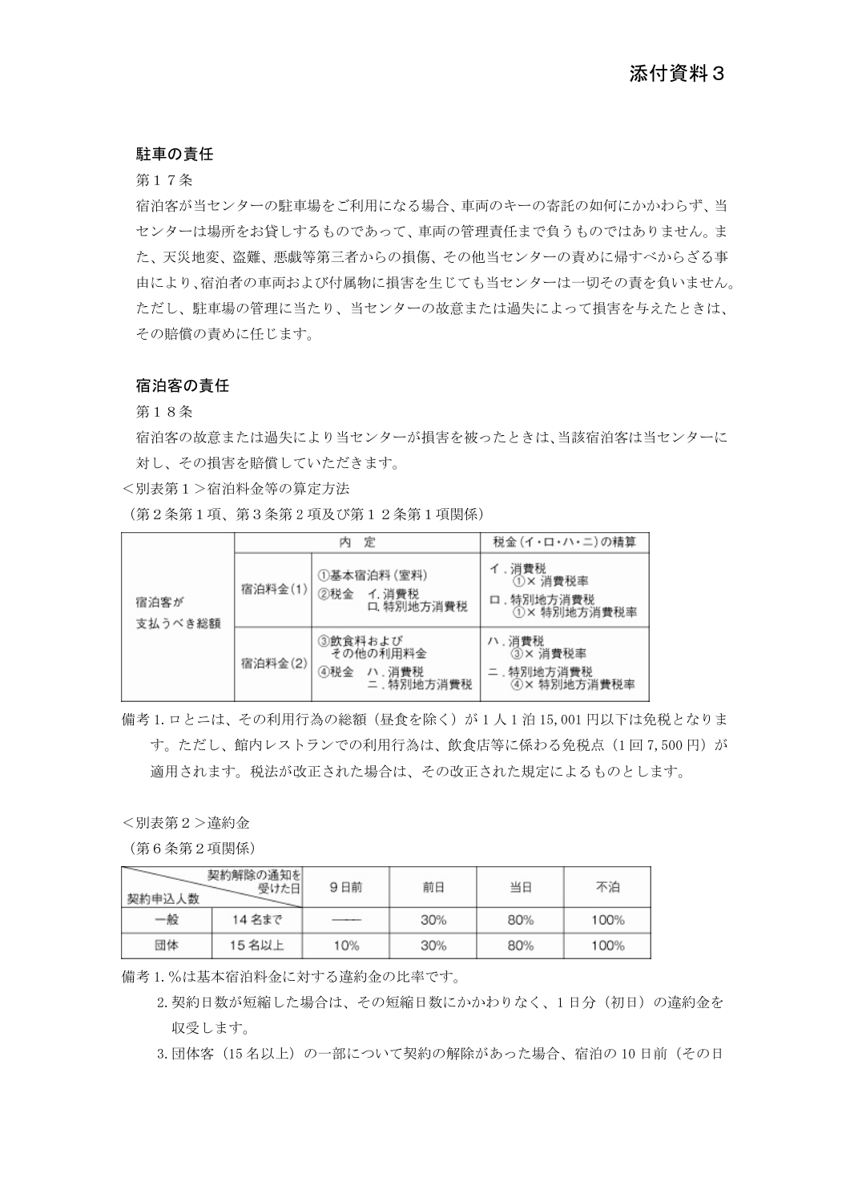添付資料３

**駐車の責任**

第１７条

宿泊客が当センターの駐車場をご利用になる場合、車両のキーの寄託の如何にかかわらず、当センターは場所をお貸しするものであって、車両の管理責任まで負うものではありません。また、天災地変、盗難、悪戯等第三者からの損傷、その他当センターの責めに帰すべからざる事由により、宿泊者の車両および付属物に損害を生じても当センターは一切その責を負いません。ただし、駐車場の管理に当たり、当センターの故意または過失によって損害を与えたときは、その賠償の責めに任じます。

**宿泊客の責任**

第１８条

宿泊客の故意または過失により当センターが損害を被ったときは、当該宿泊客は当センターに対し、その損害を賠償していただきます。

＜別表第１＞宿泊料金等の算定方法

（第２条第１項、第３条第２項及び第１２条第１項関係）

| | 内　定 | | 税金（イ・ロ・ハ・ニ）の精算 |
|---|---|---|---|
| 宿泊客が支払うべき総額 | 宿泊料金(1) | ①基本宿泊料（室料）<br>②税金　イ.消費税<br>ロ.特別地方消費税 | イ.消費税<br>①× 消費税率<br>ロ.特別地方消費税<br>①× 特別地方消費税率 |
| | 宿泊料金(2) | ③飲食料および<br>その他の利用料金<br>④税金　ハ.消費税<br>ニ.特別地方消費税 | ハ.消費税<br>③× 消費税率<br>ニ.特別地方消費税<br>④× 特別地方消費税率 |

備考 1. ロとニは、その利用行為の総額（昼食を除く）が１人１泊 15,001 円以下は免税となります。ただし、館内レストランでの利用行為は、飲食店等に係わる免税点（１回 7,500 円）が適用されます。税法が改正された場合は、その改正された規定によるものとします。

＜別表第２＞違約金

（第６条第２項関係）

| 契約申込人数 ＼ 契約解除の通知を受けた日 | | 9 日前 | 前日 | 当日 | 不泊 |
|---|---|---|---|---|---|
| 一般 | 14 名まで | —— | 30% | 80% | 100% |
| 団体 | 15 名以上 | 10% | 30% | 80% | 100% |

備考 1. %は基本宿泊料金に対する違約金の比率です。

2. 契約日数が短縮した場合は、その短縮日数にかかわりなく、1 日分（初日）の違約金を収受します。

3. 団体客（15 名以上）の一部について契約の解除があった場合、宿泊の 10 日前（その日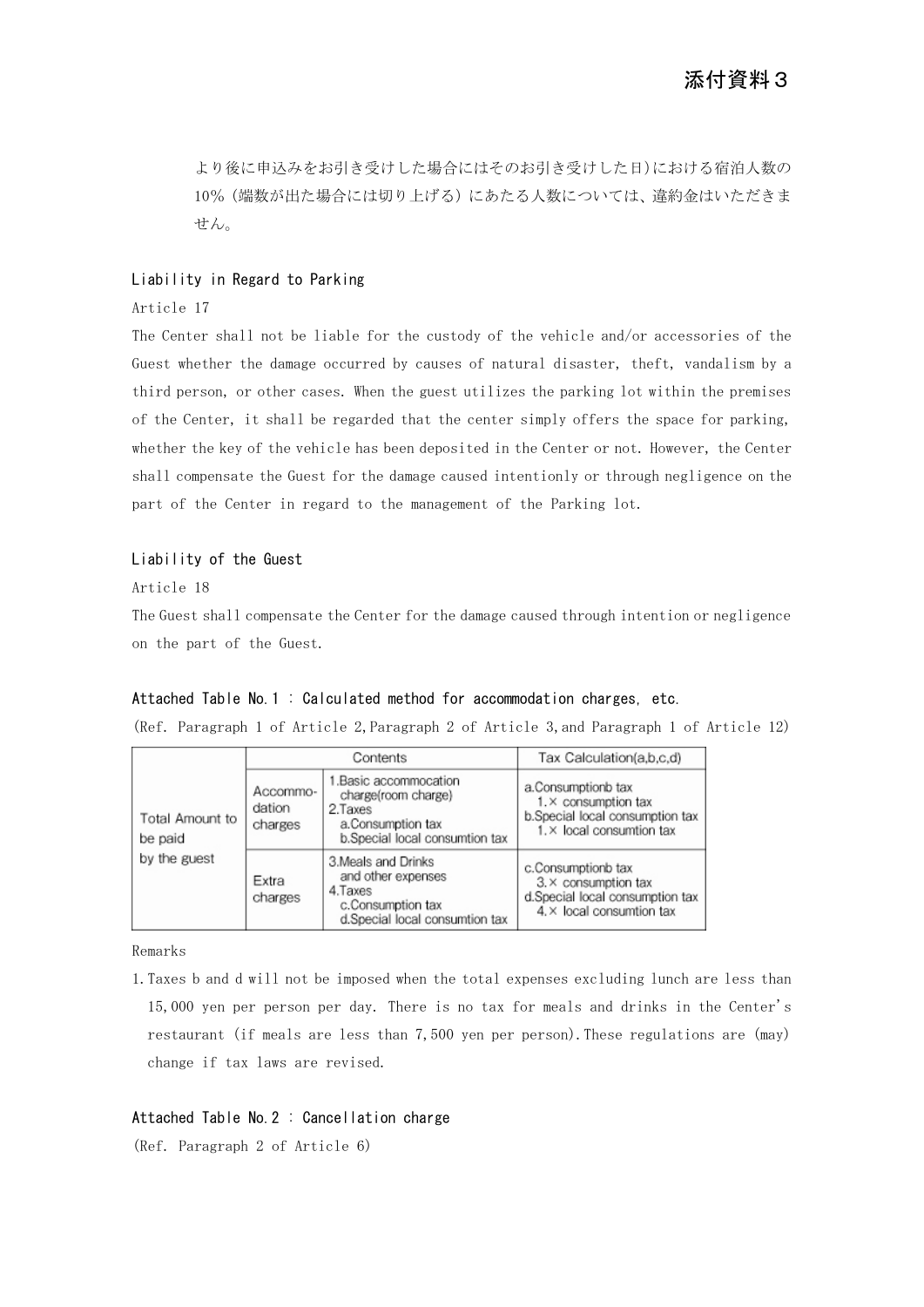より後に申込みをお引き受けした場合にはそのお引き受けした日)における宿泊人数の10%（端数が出た場合には切り上げる）にあたる人数については、違約金はいただきません。

### Liability in Regard to Parking

Article 17

The Center shall not be liable for the custody of the vehicle and/or accessories of the Guest whether the damage occurred by causes of natural disaster, theft, vandalism by a third person, or other cases. When the guest utilizes the parking lot within the premises of the Center, it shall be regarded that the center simply offers the space for parking, whether the key of the vehicle has been deposited in the Center or not. However, the Center shall compensate the Guest for the damage caused intentionly or through negligence on the part of the Center in regard to the management of the Parking lot.

### Liability of the Guest

Article 18

The Guest shall compensate the Center for the damage caused through intention or negligence on the part of the Guest.

### Attached Table No.1 : Calculated method for accommodation charges, etc.

(Ref. Paragraph 1 of Article 2,Paragraph 2 of Article 3,and Paragraph 1 of Article 12)

| | Contents | | Tax Calculation(a,b,c,d) |
|---|---|---|---|
| Total Amount to be paid by the guest | Accommodation charges | 1.Basic accommocation charge(room charge)<br>2.Taxes<br>a.Consumption tax<br>b.Special local consumtion tax | a.Consumptionb tax<br>1.× consumption tax<br>b.Special local consumption tax<br>1.× local consumtion tax |
| | Extra charges | 3.Meals and Drinks and other expenses<br>4.Taxes<br>c.Consumption tax<br>d.Special local consumtion tax | c.Consumptionb tax<br>3.× consumption tax<br>d.Special local consumption tax<br>4.× local consumtion tax |

Remarks

1. Taxes b and d will not be imposed when the total expenses excluding lunch are less than 15,000 yen per person per day. There is no tax for meals and drinks in the Center's restaurant (if meals are less than 7,500 yen per person).These regulations are (may) change if tax laws are revised.

### Attached Table No.2 : Cancellation charge

(Ref. Paragraph 2 of Article 6)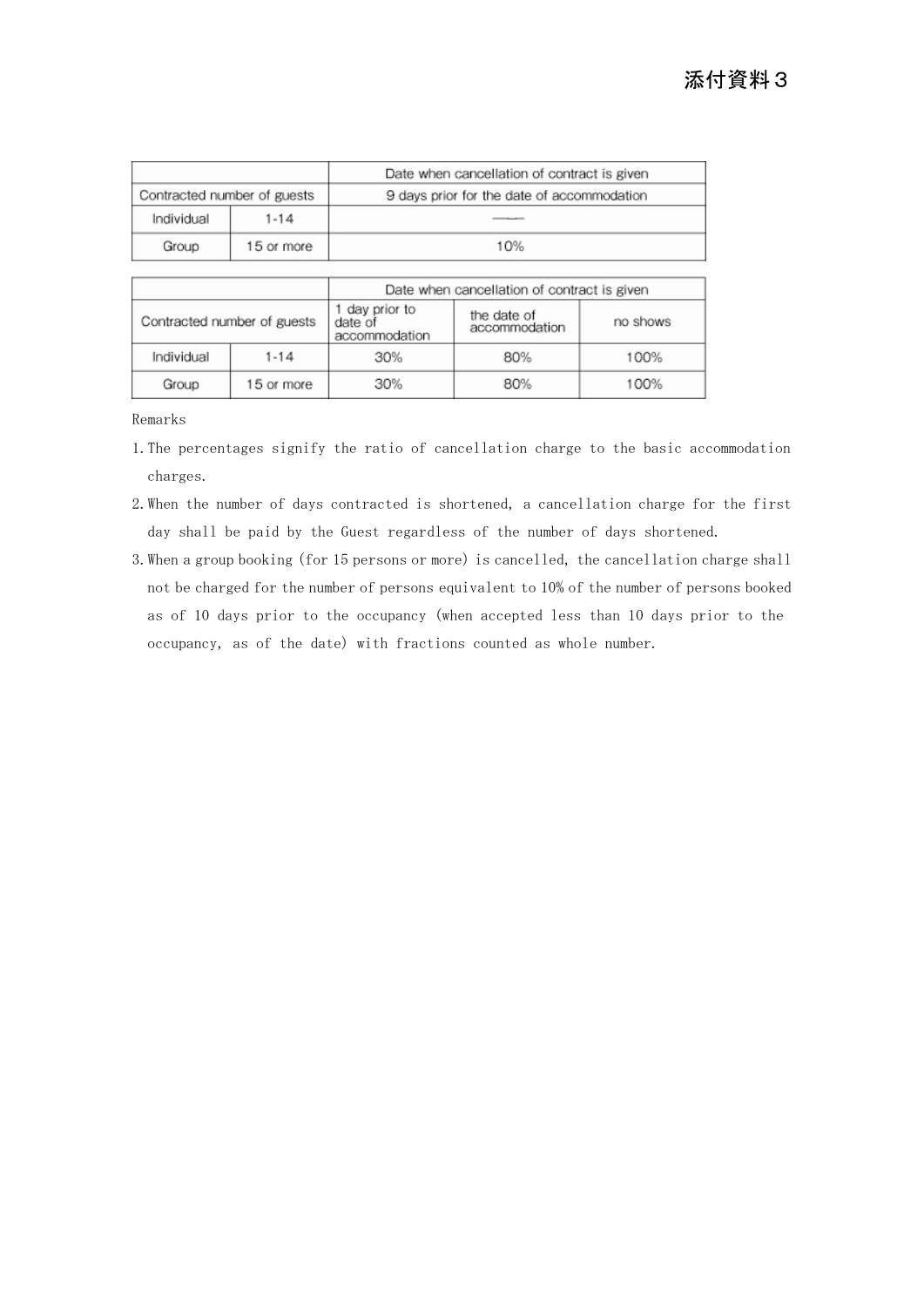添付資料３

| | | Date when cancellation of contract is given |
|---|---|---|
| Contracted number of guests | | 9 days prior for the date of accommodation |
| Individual | 1-14 | —— |
| Group | 15 or more | 10% |

| | | Date when cancellation of contract is given | | |
|---|---|---|---|---|
| Contracted number of guests | | 1 day prior to date of accommodation | the date of accommodation | no shows |
| Individual | 1-14 | 30% | 80% | 100% |
| Group | 15 or more | 30% | 80% | 100% |

Remarks

1. The percentages signify the ratio of cancellation charge to the basic accommodation charges.
2. When the number of days contracted is shortened, a cancellation charge for the first day shall be paid by the Guest regardless of the number of days shortened.
3. When a group booking (for 15 persons or more) is cancelled, the cancellation charge shall not be charged for the number of persons equivalent to 10% of the number of persons booked as of 10 days prior to the occupancy (when accepted less than 10 days prior to the occupancy, as of the date) with fractions counted as whole number.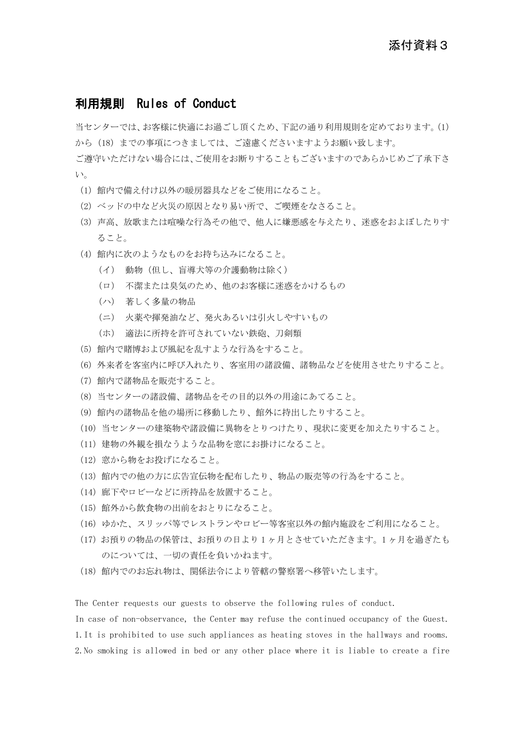添付資料３

## 利用規則　Rules of Conduct

当センターでは、お客様に快適にお過ごし頂くため、下記の通り利用規則を定めております。(1)から (18) までの事項につきましては、ご遠慮くださいますようお願い致します。
ご遵守いただけない場合には、ご使用をお断りすることもございますのであらかじめご了承下さい。

(1) 館内で備え付け以外の暖房器具などをご使用になること。
(2) ベッドの中など火災の原因となり易い所で、ご喫煙をなさること。
(3) 声高、放歌または喧噪な行為その他で、他人に嫌悪感を与えたり、迷惑をおよぼしたりすること。
(4) 館内に次のようなものをお持ち込みになること。
　(イ)　動物（但し、盲導犬等の介護動物は除く）
　(ロ)　不潔または臭気のため、他のお客様に迷惑をかけるもの
　(ハ)　著しく多量の物品
　(ニ)　火薬や揮発油など、発火あるいは引火しやすいもの
　(ホ)　適法に所持を許可されていない鉄砲、刀剣類
(5) 館内で賭博および風紀を乱すような行為をすること。
(6) 外来者を客室内に呼び入れたり、客室用の諸設備、諸物品などを使用させたりすること。
(7) 館内で諸物品を販売すること。
(8) 当センターの諸設備、諸物品をその目的以外の用途にあてること。
(9) 館内の諸物品を他の場所に移動したり、館外に持出したりすること。
(10) 当センターの建築物や諸設備に異物をとりつけたり、現状に変更を加えたりすること。
(11) 建物の外観を損なうような品物を窓にお掛けになること。
(12) 窓から物をお投げになること。
(13) 館内での他の方に広告宣伝物を配布したり、物品の販売等の行為をすること。
(14) 廊下やロビーなどに所持品を放置すること。
(15) 館外から飲食物の出前をおとりになること。
(16) ゆかた、スリッパ等でレストランやロビー等客室以外の館内施設をご利用になること。
(17) お預りの物品の保管は、お預りの日より１ヶ月とさせていただきます。１ヶ月を過ぎたものについては、一切の責任を負いかねます。
(18) 館内でのお忘れ物は、関係法令により管轄の警察署へ移管いたします。

The Center requests our guests to observe the following rules of conduct.
In case of non-observance, the Center may refuse the continued occupancy of the Guest.
1. It is prohibited to use such appliances as heating stoves in the hallways and rooms.
2. No smoking is allowed in bed or any other place where it is liable to create a fire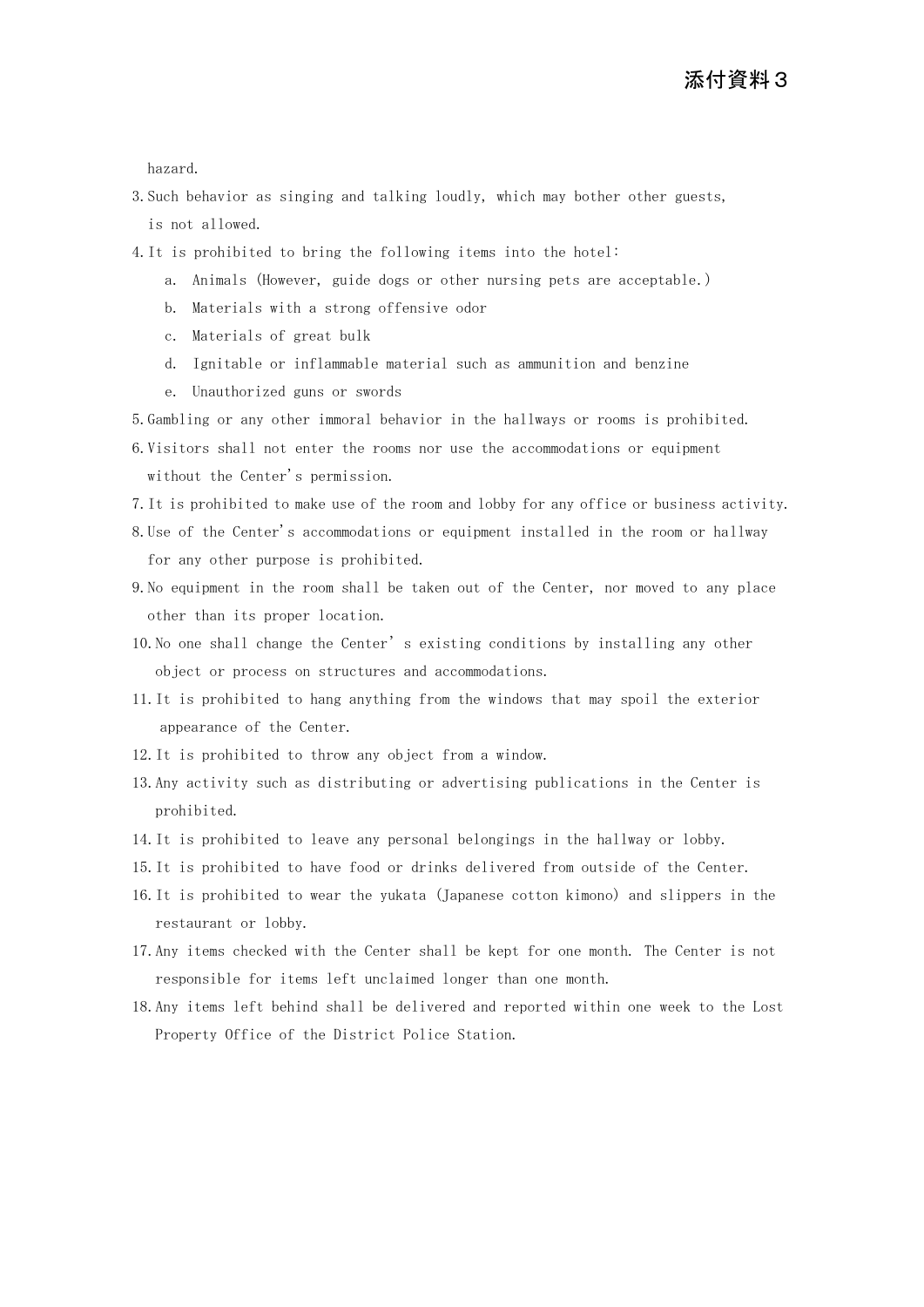添付資料３

hazard.

3. Such behavior as singing and talking loudly, which may bother other guests, is not allowed.
4. It is prohibited to bring the following items into the hotel:
   a. Animals (However, guide dogs or other nursing pets are acceptable.)
   b. Materials with a strong offensive odor
   c. Materials of great bulk
   d. Ignitable or inflammable material such as ammunition and benzine
   e. Unauthorized guns or swords
5. Gambling or any other immoral behavior in the hallways or rooms is prohibited.
6. Visitors shall not enter the rooms nor use the accommodations or equipment without the Center's permission.
7. It is prohibited to make use of the room and lobby for any office or business activity.
8. Use of the Center's accommodations or equipment installed in the room or hallway for any other purpose is prohibited.
9. No equipment in the room shall be taken out of the Center, nor moved to any place other than its proper location.
10. No one shall change the Center' s existing conditions by installing any other object or process on structures and accommodations.
11. It is prohibited to hang anything from the windows that may spoil the exterior appearance of the Center.
12. It is prohibited to throw any object from a window.
13. Any activity such as distributing or advertising publications in the Center is prohibited.
14. It is prohibited to leave any personal belongings in the hallway or lobby.
15. It is prohibited to have food or drinks delivered from outside of the Center.
16. It is prohibited to wear the yukata (Japanese cotton kimono) and slippers in the restaurant or lobby.
17. Any items checked with the Center shall be kept for one month. The Center is not responsible for items left unclaimed longer than one month.
18. Any items left behind shall be delivered and reported within one week to the Lost Property Office of the District Police Station.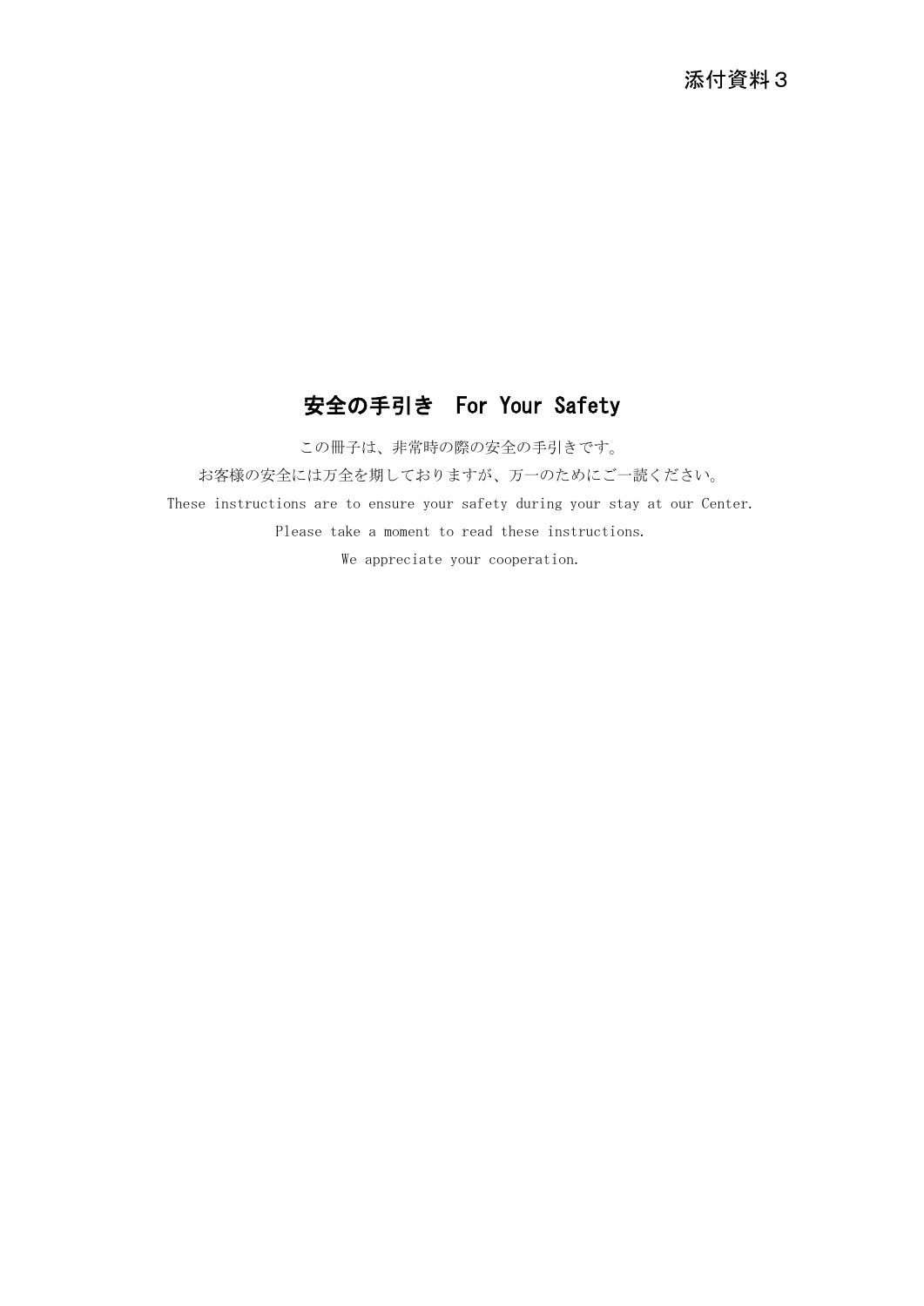添付資料３

# 安全の手引き　For Your Safety

この冊子は、非常時の際の安全の手引きです。

お客様の安全には万全を期しておりますが、万一のためにご一読ください。

These instructions are to ensure your safety during your stay at our Center.

Please take a moment to read these instructions.

We appreciate your cooperation.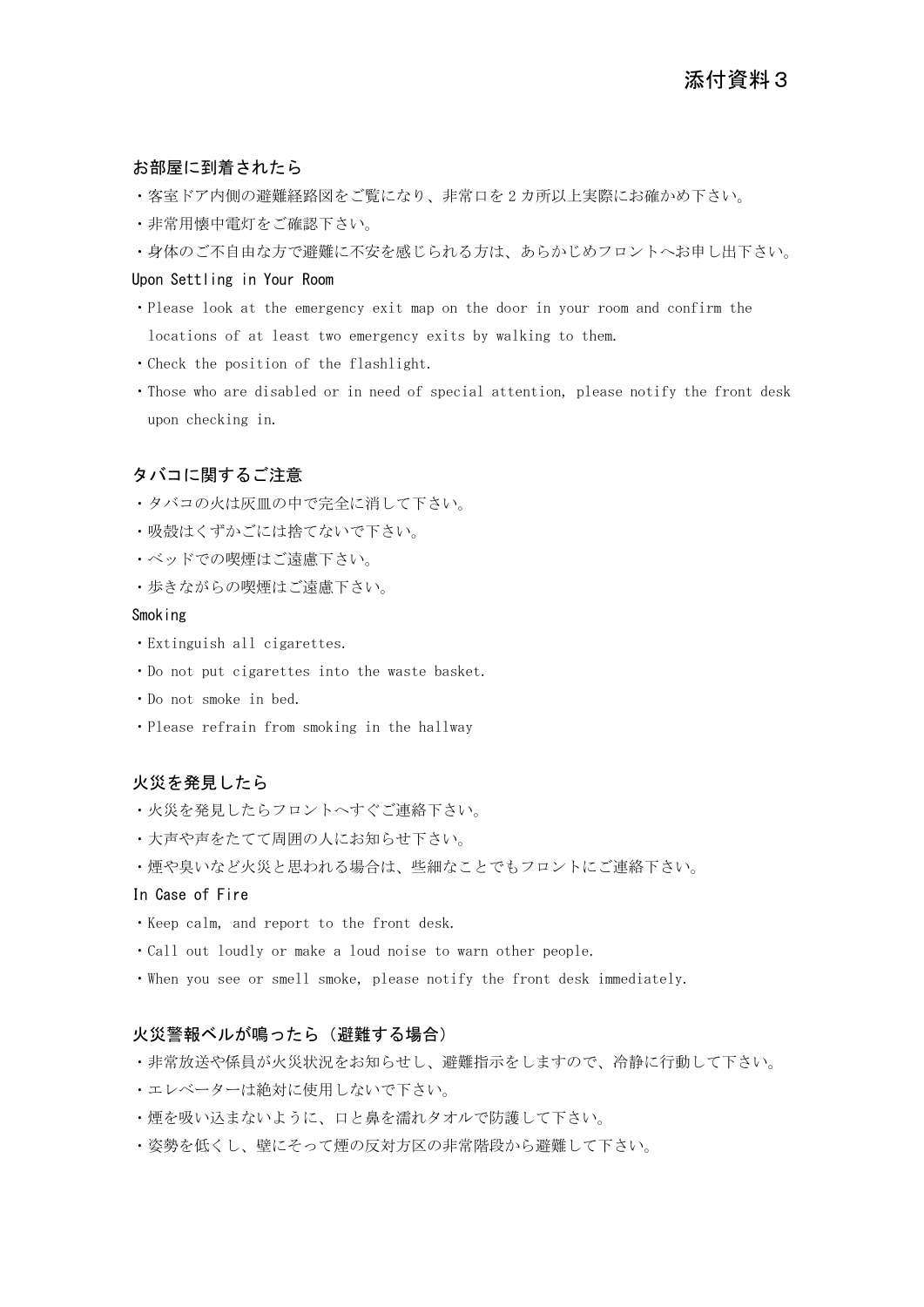添付資料３

### お部屋に到着されたら

・客室ドア内側の避難経路図をご覧になり、非常口を２カ所以上実際にお確かめ下さい。
・非常用懐中電灯をご確認下さい。
・身体のご不自由な方で避難に不安を感じられる方は、あらかじめフロントへお申し出下さい。

### Upon Settling in Your Room

・Please look at the emergency exit map on the door in your room and confirm the locations of at least two emergency exits by walking to them.
・Check the position of the flashlight.
・Those who are disabled or in need of special attention, please notify the front desk upon checking in.

### タバコに関するご注意

・タバコの火は灰皿の中で完全に消して下さい。
・吸殻はくずかごには捨てないで下さい。
・ベッドでの喫煙はご遠慮下さい。
・歩きながらの喫煙はご遠慮下さい。

### Smoking

・Extinguish all cigarettes.
・Do not put cigarettes into the waste basket.
・Do not smoke in bed.
・Please refrain from smoking in the hallway

### 火災を発見したら

・火災を発見したらフロントへすぐご連絡下さい。
・大声や声をたてて周囲の人にお知らせ下さい。
・煙や臭いなど火災と思われる場合は、些細なことでもフロントにご連絡下さい。

### In Case of Fire

・Keep calm, and report to the front desk.
・Call out loudly or make a loud noise to warn other people.
・When you see or smell smoke, please notify the front desk immediately.

### 火災警報ベルが鳴ったら（避難する場合）

・非常放送や係員が火災状況をお知らせし、避難指示をしますので、冷静に行動して下さい。
・エレベーターは絶対に使用しないで下さい。
・煙を吸い込まないように、口と鼻を濡れタオルで防護して下さい。
・姿勢を低くし、壁にそって煙の反対方区の非常階段から避難して下さい。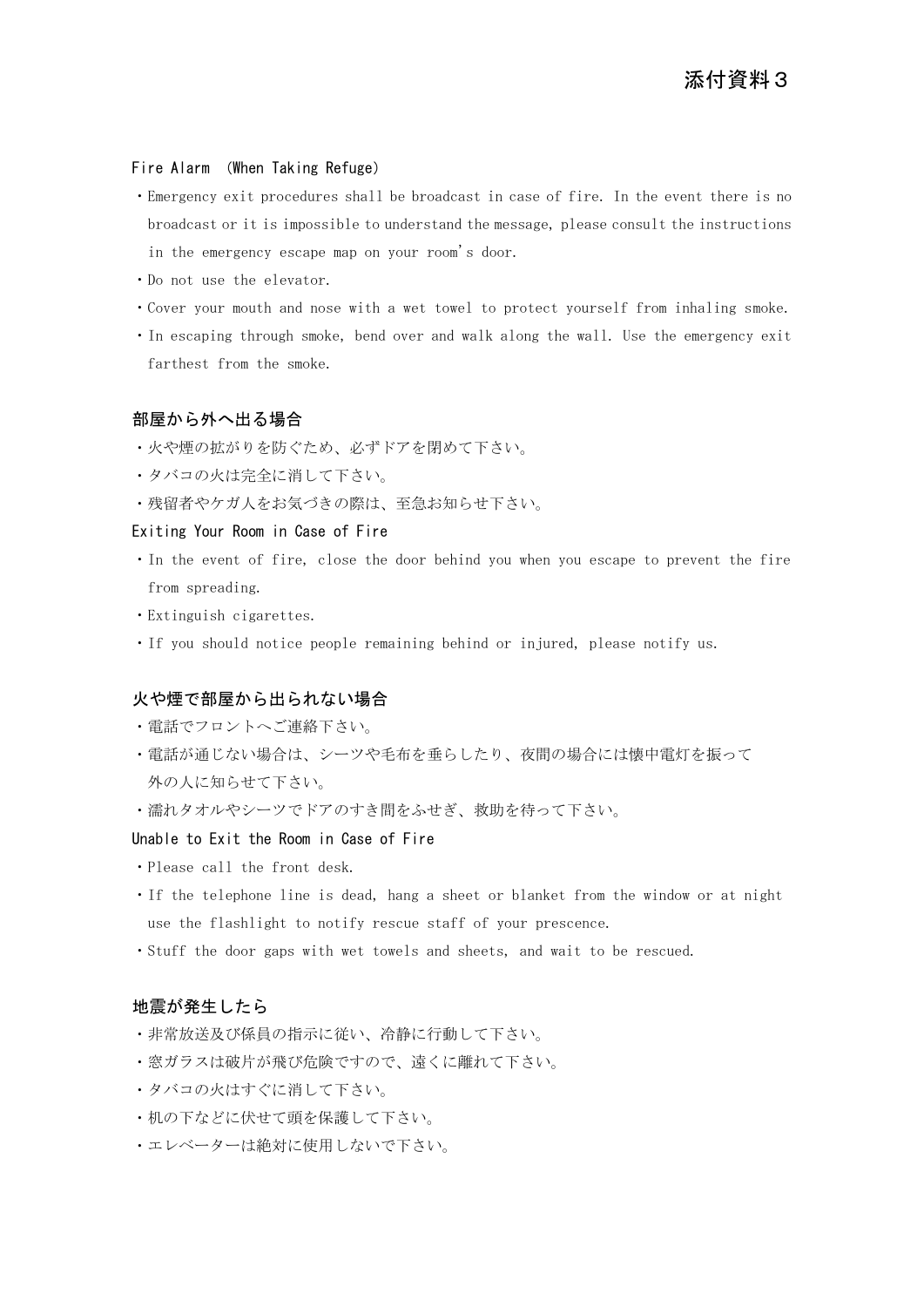添付資料３

Fire Alarm (When Taking Refuge)

- Emergency exit procedures shall be broadcast in case of fire. In the event there is no broadcast or it is impossible to understand the message, please consult the instructions in the emergency escape map on your room's door.
- Do not use the elevator.
- Cover your mouth and nose with a wet towel to protect yourself from inhaling smoke.
- In escaping through smoke, bend over and walk along the wall. Use the emergency exit farthest from the smoke.

## 部屋から外へ出る場合

- 火や煙の拡がりを防ぐため、必ずドアを閉めて下さい。
- タバコの火は完全に消して下さい。
- 残留者やケガ人をお気づきの際は、至急お知らせ下さい。

Exiting Your Room in Case of Fire

- In the event of fire, close the door behind you when you escape to prevent the fire from spreading.
- Extinguish cigarettes.
- If you should notice people remaining behind or injured, please notify us.

## 火や煙で部屋から出られない場合

- 電話でフロントへご連絡下さい。
- 電話が通じない場合は、シーツや毛布を垂らしたり、夜間の場合には懐中電灯を振って外の人に知らせて下さい。
- 濡れタオルやシーツでドアのすき間をふせぎ、救助を待って下さい。

Unable to Exit the Room in Case of Fire

- Please call the front desk.
- If the telephone line is dead, hang a sheet or blanket from the window or at night use the flashlight to notify rescue staff of your prescence.
- Stuff the door gaps with wet towels and sheets, and wait to be rescued.

## 地震が発生したら

- 非常放送及び係員の指示に従い、冷静に行動して下さい。
- 窓ガラスは破片が飛び危険ですので、遠くに離れて下さい。
- タバコの火はすぐに消して下さい。
- 机の下などに伏せて頭を保護して下さい。
- エレベーターは絶対に使用しないで下さい。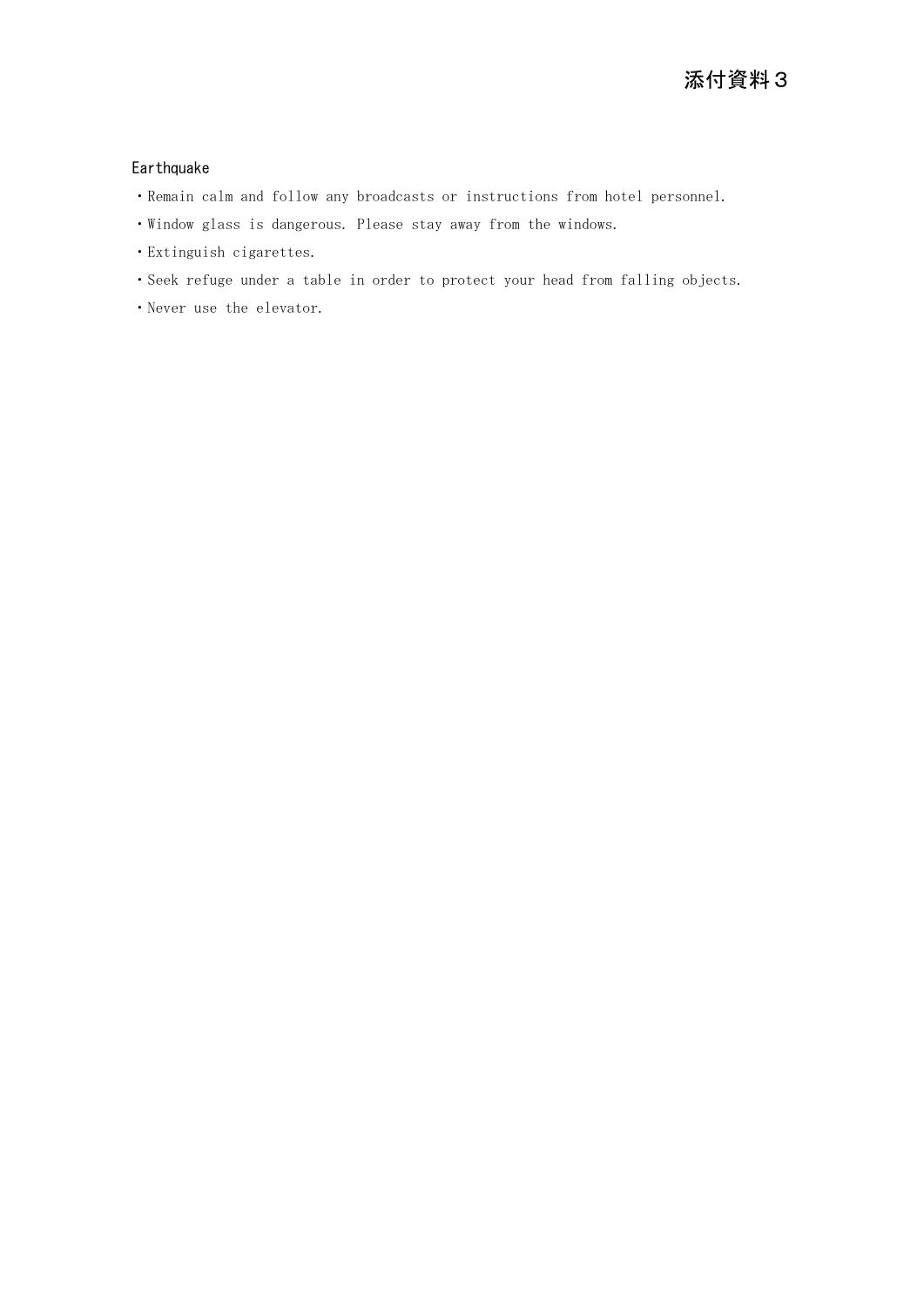添付資料３

## Earthquake

・Remain calm and follow any broadcasts or instructions from hotel personnel.

・Window glass is dangerous. Please stay away from the windows.

・Extinguish cigarettes.

・Seek refuge under a table in order to protect your head from falling objects.

・Never use the elevator.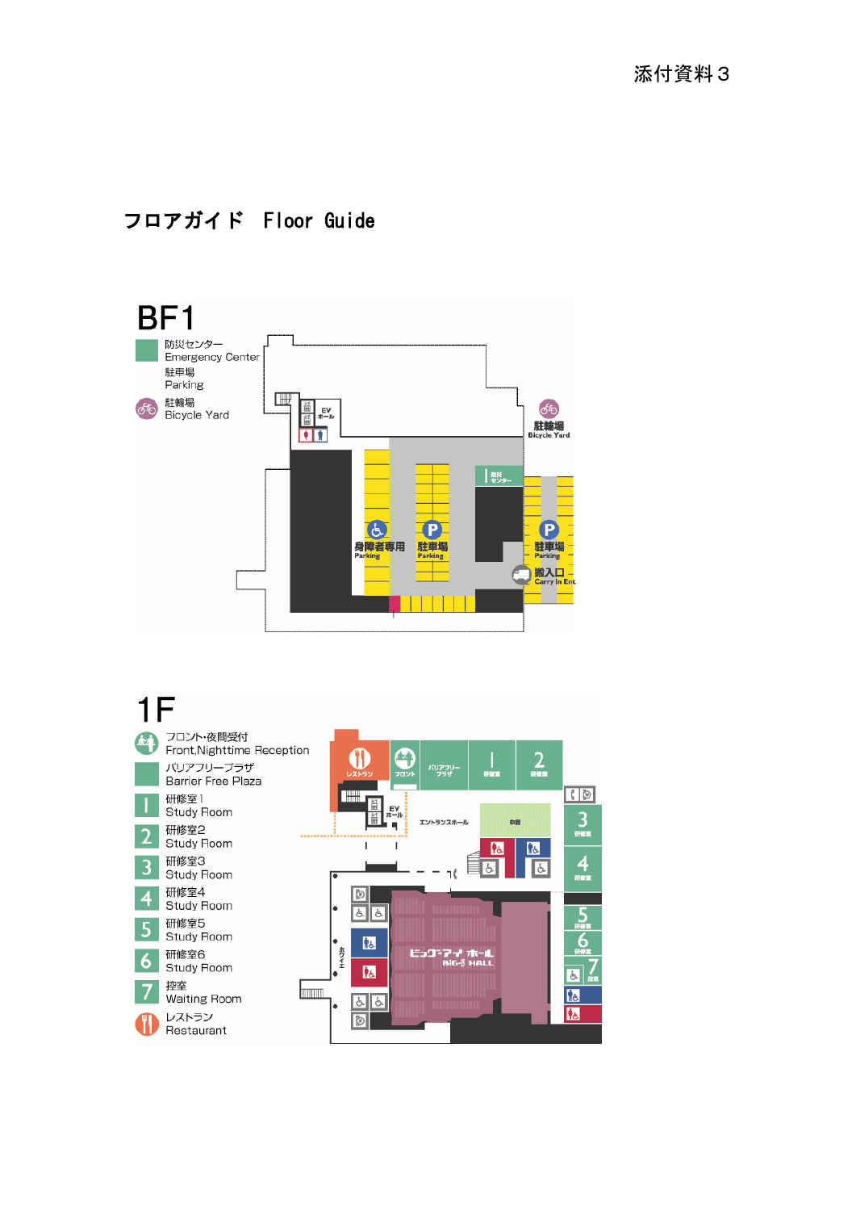添付資料３

# フロアガイド　Floor Guide

## BF1

防災センター
Emergency Center

駐車場
Parking

駐輪場
Bicycle Yard

EV ホール

駐輪場
Bicycle Yard

防災センター

身障者専用
Parking

駐車場
Parking

駐車場
Parking

搬入口
Carry in Ent

## 1F

フロント･夜間受付
Front,Nighttime Reception

バリアフリープラザ
Barrier Free Plaza

研修室１
Study Room

研修室2
Study Room

研修室3
Study Room

研修室4
Study Room

研修室5
Study Room

研修室6
Study Room

控室
Waiting Room

レストラン
Restaurant

レストラン

フロント

バリアフリープラザ

研修室

EV ホール

エントランスホール

中庭

ホワイエ

ビッグ･アイ ホール
BIG-i HALL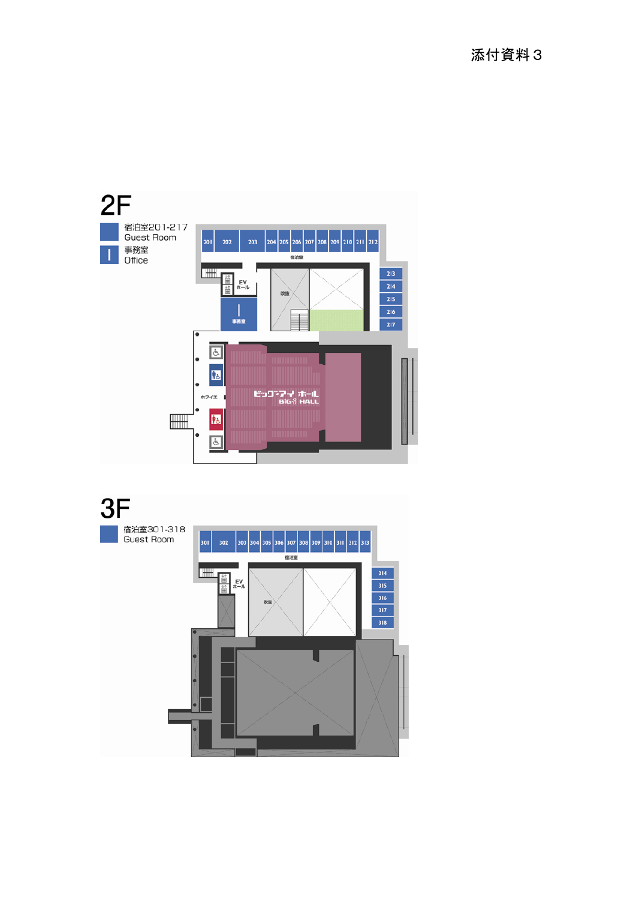添付資料３

# 2F

宿泊室201-217
Guest Room

事務室
Office

201 202 203 204 205 206 207 208 209 210 211 212

宿泊室

213 214 215 216 217

EV
ホール

吹抜

事務室

ホワイエ

ビッグ・アイ ホール
BiG-i HALL

# 3F

宿泊室301-318
Guest Room

301 302 303 304 305 306 307 308 309 310 311 312 313

宿泊室

314 315 316 317 318

EV
ホール

吹抜